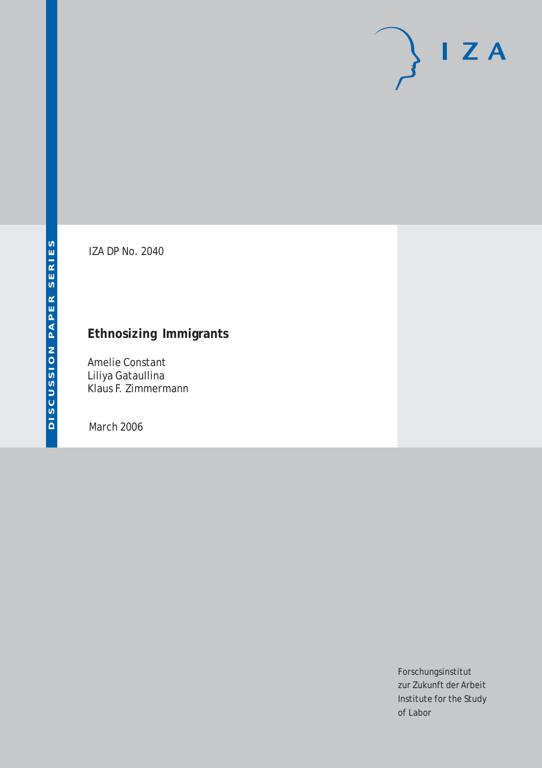DISCUSSION PAPER SERIES

IZA DP No. 2040

# Ethnosizing Immigrants

Amelie Constant
Liliya Gataullina
Klaus F. Zimmermann

March 2006

Forschungsinstitut
zur Zukunft der Arbeit
Institute for the Study
of Labor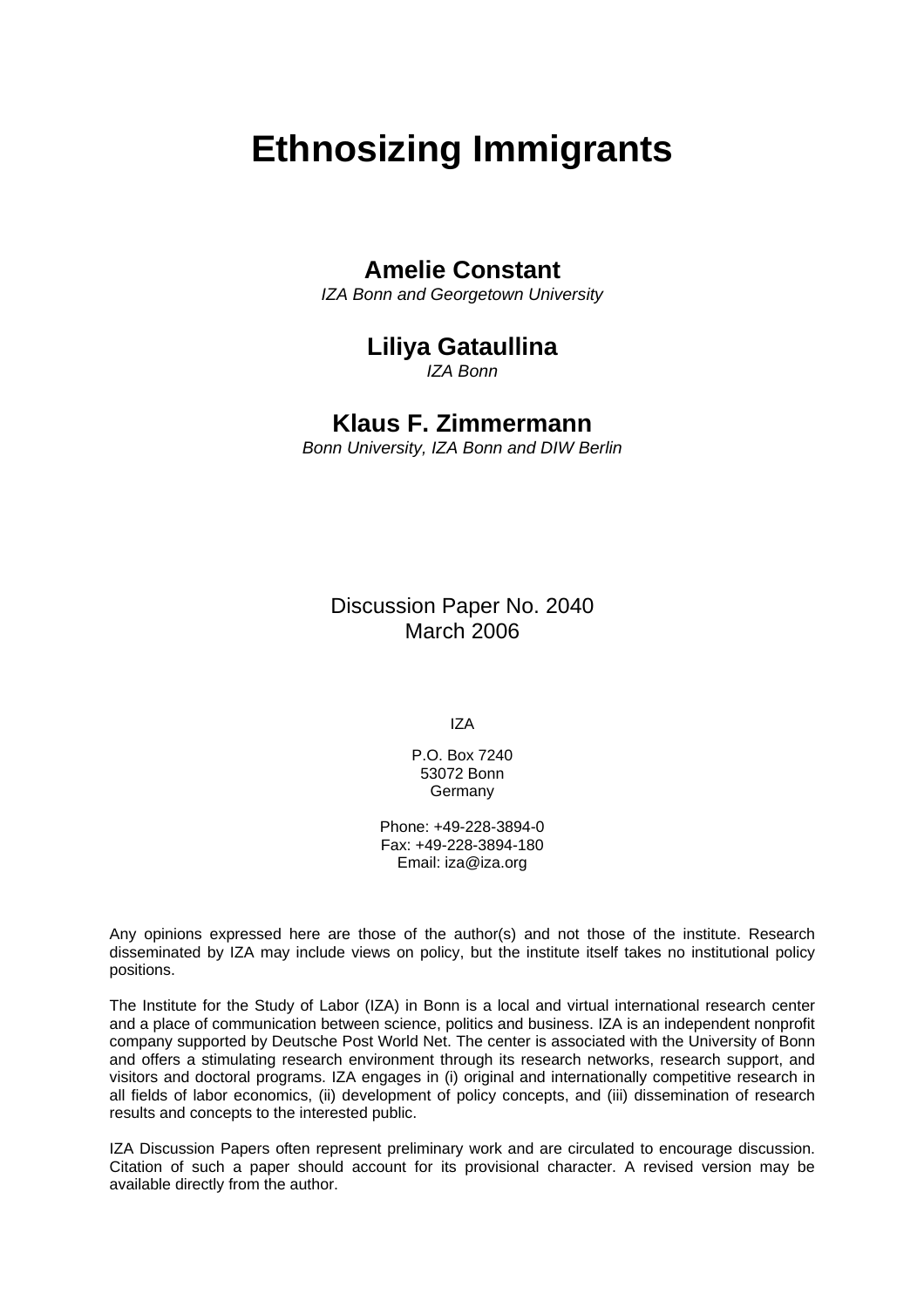# Ethnosizing Immigrants

## Amelie Constant

*IZA Bonn and Georgetown University*

## Liliya Gataullina

*IZA Bonn*

## Klaus F. Zimmermann

*Bonn University, IZA Bonn and DIW Berlin*

Discussion Paper No. 2040
March 2006

IZA

P.O. Box 7240
53072 Bonn
Germany

Phone: +49-228-3894-0
Fax: +49-228-3894-180
Email: iza@iza.org

Any opinions expressed here are those of the author(s) and not those of the institute. Research disseminated by IZA may include views on policy, but the institute itself takes no institutional policy positions.

The Institute for the Study of Labor (IZA) in Bonn is a local and virtual international research center and a place of communication between science, politics and business. IZA is an independent nonprofit company supported by Deutsche Post World Net. The center is associated with the University of Bonn and offers a stimulating research environment through its research networks, research support, and visitors and doctoral programs. IZA engages in (i) original and internationally competitive research in all fields of labor economics, (ii) development of policy concepts, and (iii) dissemination of research results and concepts to the interested public.

IZA Discussion Papers often represent preliminary work and are circulated to encourage discussion. Citation of such a paper should account for its provisional character. A revised version may be available directly from the author.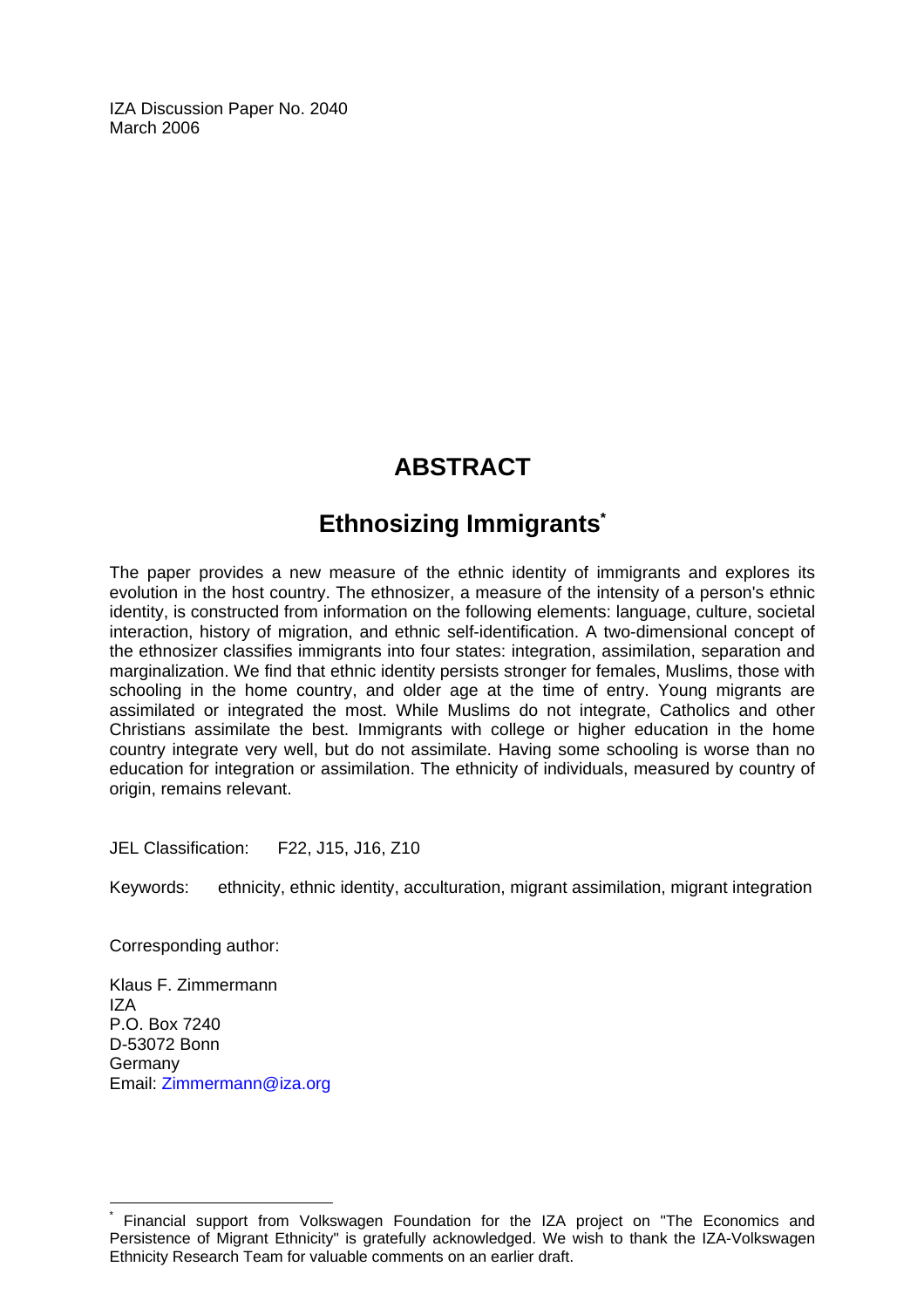IZA Discussion Paper No. 2040
March 2006

# ABSTRACT

## Ethnosizing Immigrants*

The paper provides a new measure of the ethnic identity of immigrants and explores its evolution in the host country. The ethnosizer, a measure of the intensity of a person's ethnic identity, is constructed from information on the following elements: language, culture, societal interaction, history of migration, and ethnic self-identification. A two-dimensional concept of the ethnosizer classifies immigrants into four states: integration, assimilation, separation and marginalization. We find that ethnic identity persists stronger for females, Muslims, those with schooling in the home country, and older age at the time of entry. Young migrants are assimilated or integrated the most. While Muslims do not integrate, Catholics and other Christians assimilate the best. Immigrants with college or higher education in the home country integrate very well, but do not assimilate. Having some schooling is worse than no education for integration or assimilation. The ethnicity of individuals, measured by country of origin, remains relevant.

JEL Classification: F22, J15, J16, Z10

Keywords: ethnicity, ethnic identity, acculturation, migrant assimilation, migrant integration

Corresponding author:

Klaus F. Zimmermann
IZA
P.O. Box 7240
D-53072 Bonn
Germany
Email: Zimmermann@iza.org

* Financial support from Volkswagen Foundation for the IZA project on "The Economics and Persistence of Migrant Ethnicity" is gratefully acknowledged. We wish to thank the IZA-Volkswagen Ethnicity Research Team for valuable comments on an earlier draft.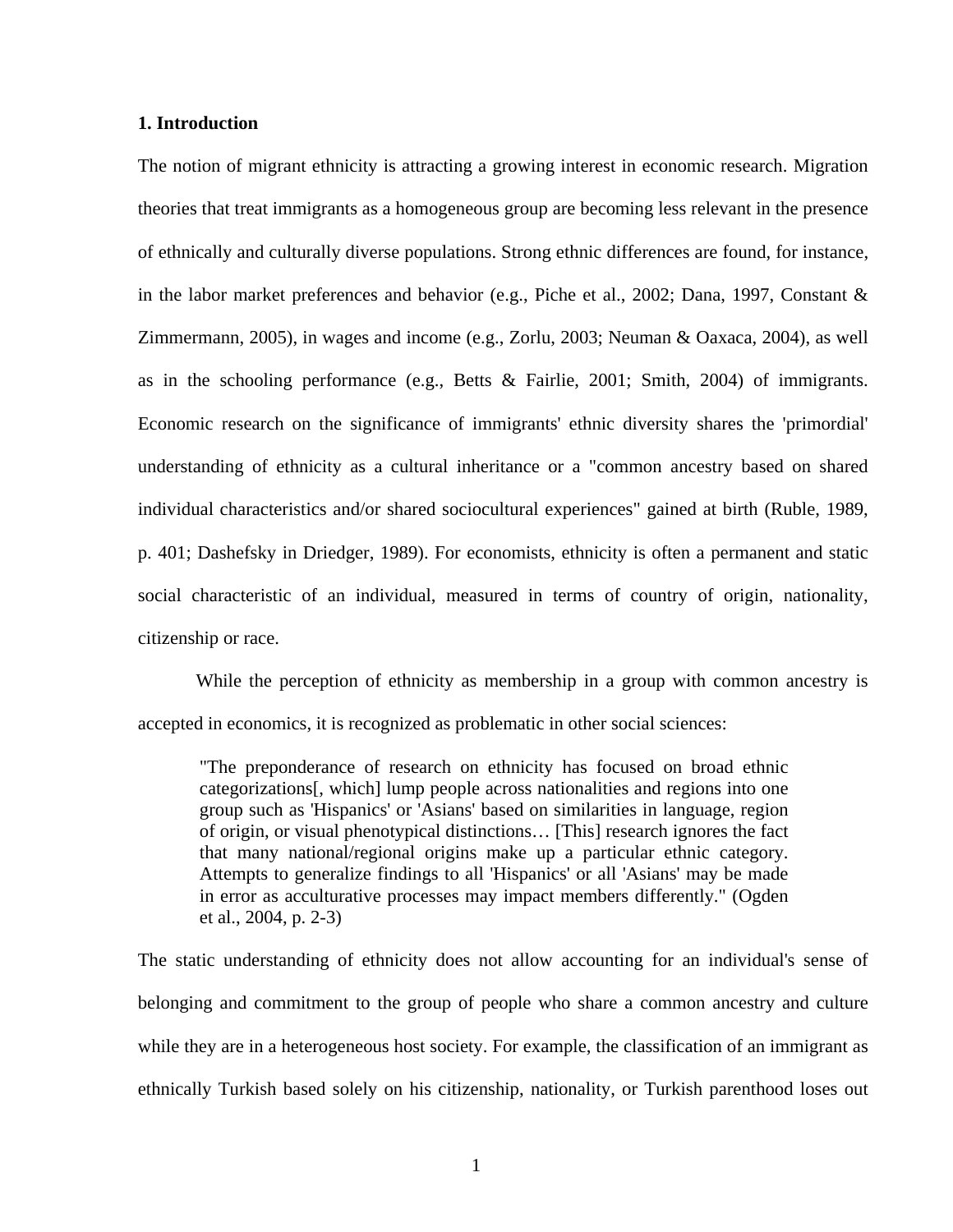## 1. Introduction

The notion of migrant ethnicity is attracting a growing interest in economic research. Migration theories that treat immigrants as a homogeneous group are becoming less relevant in the presence of ethnically and culturally diverse populations. Strong ethnic differences are found, for instance, in the labor market preferences and behavior (e.g., Piche et al., 2002; Dana, 1997, Constant & Zimmermann, 2005), in wages and income (e.g., Zorlu, 2003; Neuman & Oaxaca, 2004), as well as in the schooling performance (e.g., Betts & Fairlie, 2001; Smith, 2004) of immigrants. Economic research on the significance of immigrants' ethnic diversity shares the 'primordial' understanding of ethnicity as a cultural inheritance or a "common ancestry based on shared individual characteristics and/or shared sociocultural experiences" gained at birth (Ruble, 1989, p. 401; Dashefsky in Driedger, 1989). For economists, ethnicity is often a permanent and static social characteristic of an individual, measured in terms of country of origin, nationality, citizenship or race.

While the perception of ethnicity as membership in a group with common ancestry is accepted in economics, it is recognized as problematic in other social sciences:

> "The preponderance of research on ethnicity has focused on broad ethnic categorizations[, which] lump people across nationalities and regions into one group such as 'Hispanics' or 'Asians' based on similarities in language, region of origin, or visual phenotypical distinctions… [This] research ignores the fact that many national/regional origins make up a particular ethnic category. Attempts to generalize findings to all 'Hispanics' or all 'Asians' may be made in error as acculturative processes may impact members differently." (Ogden et al., 2004, p. 2-3)

The static understanding of ethnicity does not allow accounting for an individual's sense of belonging and commitment to the group of people who share a common ancestry and culture while they are in a heterogeneous host society. For example, the classification of an immigrant as ethnically Turkish based solely on his citizenship, nationality, or Turkish parenthood loses out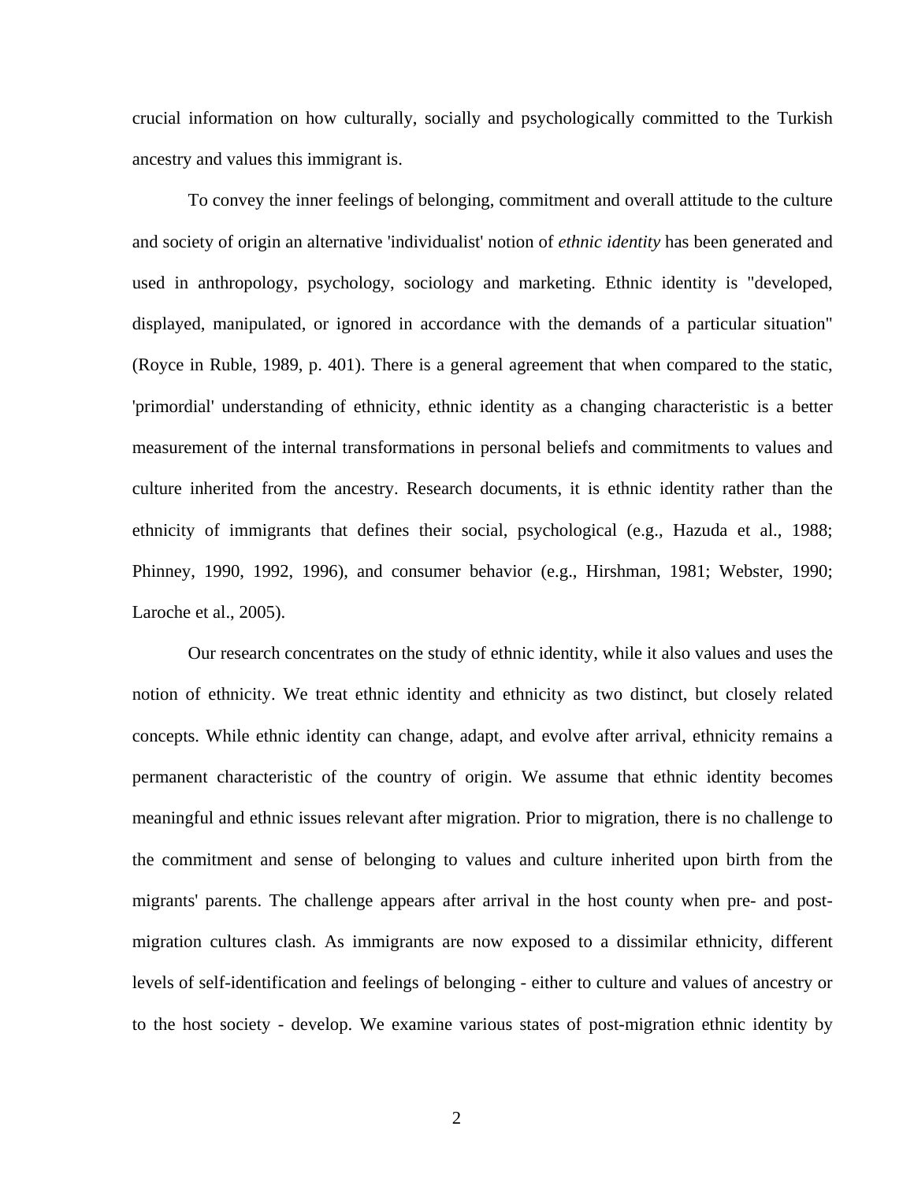crucial information on how culturally, socially and psychologically committed to the Turkish ancestry and values this immigrant is.

To convey the inner feelings of belonging, commitment and overall attitude to the culture and society of origin an alternative 'individualist' notion of *ethnic identity* has been generated and used in anthropology, psychology, sociology and marketing. Ethnic identity is "developed, displayed, manipulated, or ignored in accordance with the demands of a particular situation" (Royce in Ruble, 1989, p. 401). There is a general agreement that when compared to the static, 'primordial' understanding of ethnicity, ethnic identity as a changing characteristic is a better measurement of the internal transformations in personal beliefs and commitments to values and culture inherited from the ancestry. Research documents, it is ethnic identity rather than the ethnicity of immigrants that defines their social, psychological (e.g., Hazuda et al., 1988; Phinney, 1990, 1992, 1996), and consumer behavior (e.g., Hirshman, 1981; Webster, 1990; Laroche et al., 2005).

Our research concentrates on the study of ethnic identity, while it also values and uses the notion of ethnicity. We treat ethnic identity and ethnicity as two distinct, but closely related concepts. While ethnic identity can change, adapt, and evolve after arrival, ethnicity remains a permanent characteristic of the country of origin. We assume that ethnic identity becomes meaningful and ethnic issues relevant after migration. Prior to migration, there is no challenge to the commitment and sense of belonging to values and culture inherited upon birth from the migrants' parents. The challenge appears after arrival in the host county when pre- and post-migration cultures clash. As immigrants are now exposed to a dissimilar ethnicity, different levels of self-identification and feelings of belonging - either to culture and values of ancestry or to the host society - develop. We examine various states of post-migration ethnic identity by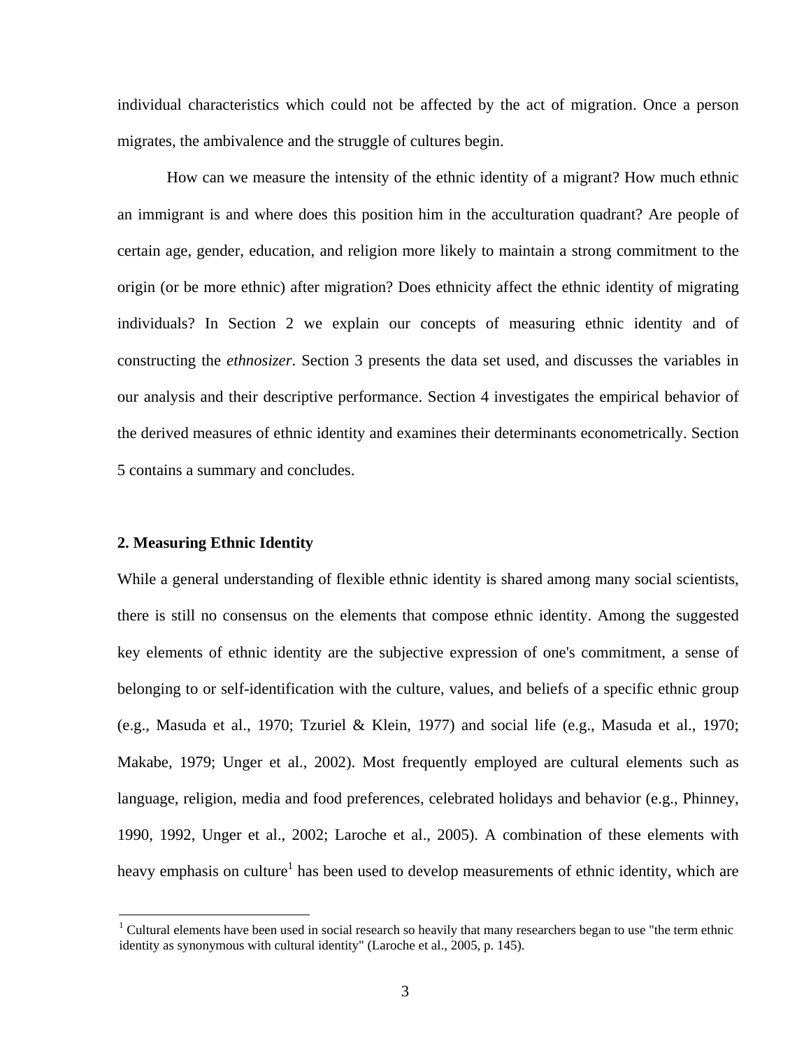individual characteristics which could not be affected by the act of migration. Once a person migrates, the ambivalence and the struggle of cultures begin.

How can we measure the intensity of the ethnic identity of a migrant? How much ethnic an immigrant is and where does this position him in the acculturation quadrant? Are people of certain age, gender, education, and religion more likely to maintain a strong commitment to the origin (or be more ethnic) after migration? Does ethnicity affect the ethnic identity of migrating individuals? In Section 2 we explain our concepts of measuring ethnic identity and of constructing the *ethnosizer*. Section 3 presents the data set used, and discusses the variables in our analysis and their descriptive performance. Section 4 investigates the empirical behavior of the derived measures of ethnic identity and examines their determinants econometrically. Section 5 contains a summary and concludes.

## 2. Measuring Ethnic Identity

While a general understanding of flexible ethnic identity is shared among many social scientists, there is still no consensus on the elements that compose ethnic identity. Among the suggested key elements of ethnic identity are the subjective expression of one's commitment, a sense of belonging to or self-identification with the culture, values, and beliefs of a specific ethnic group (e.g., Masuda et al., 1970; Tzuriel & Klein, 1977) and social life (e.g., Masuda et al., 1970; Makabe, 1979; Unger et al., 2002). Most frequently employed are cultural elements such as language, religion, media and food preferences, celebrated holidays and behavior (e.g., Phinney, 1990, 1992, Unger et al., 2002; Laroche et al., 2005). A combination of these elements with heavy emphasis on culture[1] has been used to develop measurements of ethnic identity, which are

[1] Cultural elements have been used in social research so heavily that many researchers began to use "the term ethnic identity as synonymous with cultural identity" (Laroche et al., 2005, p. 145).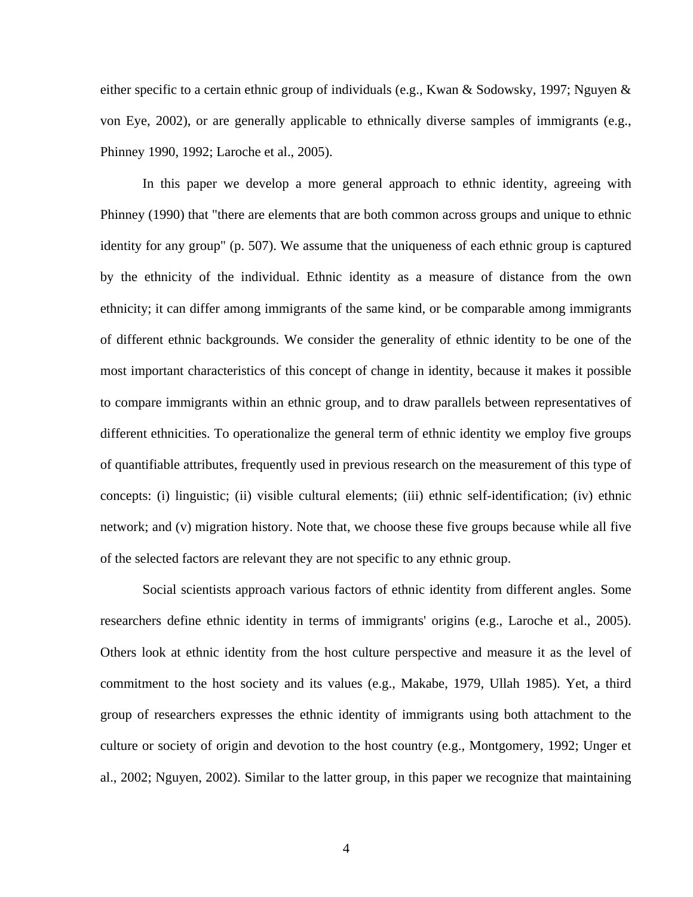either specific to a certain ethnic group of individuals (e.g., Kwan & Sodowsky, 1997; Nguyen & von Eye, 2002), or are generally applicable to ethnically diverse samples of immigrants (e.g., Phinney 1990, 1992; Laroche et al., 2005).

In this paper we develop a more general approach to ethnic identity, agreeing with Phinney (1990) that "there are elements that are both common across groups and unique to ethnic identity for any group" (p. 507). We assume that the uniqueness of each ethnic group is captured by the ethnicity of the individual. Ethnic identity as a measure of distance from the own ethnicity; it can differ among immigrants of the same kind, or be comparable among immigrants of different ethnic backgrounds. We consider the generality of ethnic identity to be one of the most important characteristics of this concept of change in identity, because it makes it possible to compare immigrants within an ethnic group, and to draw parallels between representatives of different ethnicities. To operationalize the general term of ethnic identity we employ five groups of quantifiable attributes, frequently used in previous research on the measurement of this type of concepts: (i) linguistic; (ii) visible cultural elements; (iii) ethnic self-identification; (iv) ethnic network; and (v) migration history. Note that, we choose these five groups because while all five of the selected factors are relevant they are not specific to any ethnic group.

Social scientists approach various factors of ethnic identity from different angles. Some researchers define ethnic identity in terms of immigrants' origins (e.g., Laroche et al., 2005). Others look at ethnic identity from the host culture perspective and measure it as the level of commitment to the host society and its values (e.g., Makabe, 1979, Ullah 1985). Yet, a third group of researchers expresses the ethnic identity of immigrants using both attachment to the culture or society of origin and devotion to the host country (e.g., Montgomery, 1992; Unger et al., 2002; Nguyen, 2002). Similar to the latter group, in this paper we recognize that maintaining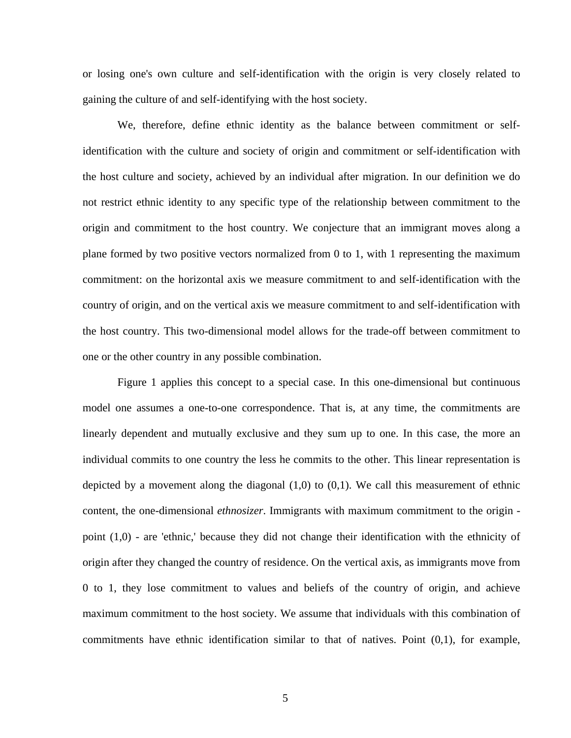or losing one's own culture and self-identification with the origin is very closely related to gaining the culture of and self-identifying with the host society.

We, therefore, define ethnic identity as the balance between commitment or self-identification with the culture and society of origin and commitment or self-identification with the host culture and society, achieved by an individual after migration. In our definition we do not restrict ethnic identity to any specific type of the relationship between commitment to the origin and commitment to the host country. We conjecture that an immigrant moves along a plane formed by two positive vectors normalized from 0 to 1, with 1 representing the maximum commitment: on the horizontal axis we measure commitment to and self-identification with the country of origin, and on the vertical axis we measure commitment to and self-identification with the host country. This two-dimensional model allows for the trade-off between commitment to one or the other country in any possible combination.

Figure 1 applies this concept to a special case. In this one-dimensional but continuous model one assumes a one-to-one correspondence. That is, at any time, the commitments are linearly dependent and mutually exclusive and they sum up to one. In this case, the more an individual commits to one country the less he commits to the other. This linear representation is depicted by a movement along the diagonal (1,0) to (0,1). We call this measurement of ethnic content, the one-dimensional *ethnosizer*. Immigrants with maximum commitment to the origin - point (1,0) - are 'ethnic,' because they did not change their identification with the ethnicity of origin after they changed the country of residence. On the vertical axis, as immigrants move from 0 to 1, they lose commitment to values and beliefs of the country of origin, and achieve maximum commitment to the host society. We assume that individuals with this combination of commitments have ethnic identification similar to that of natives. Point (0,1), for example,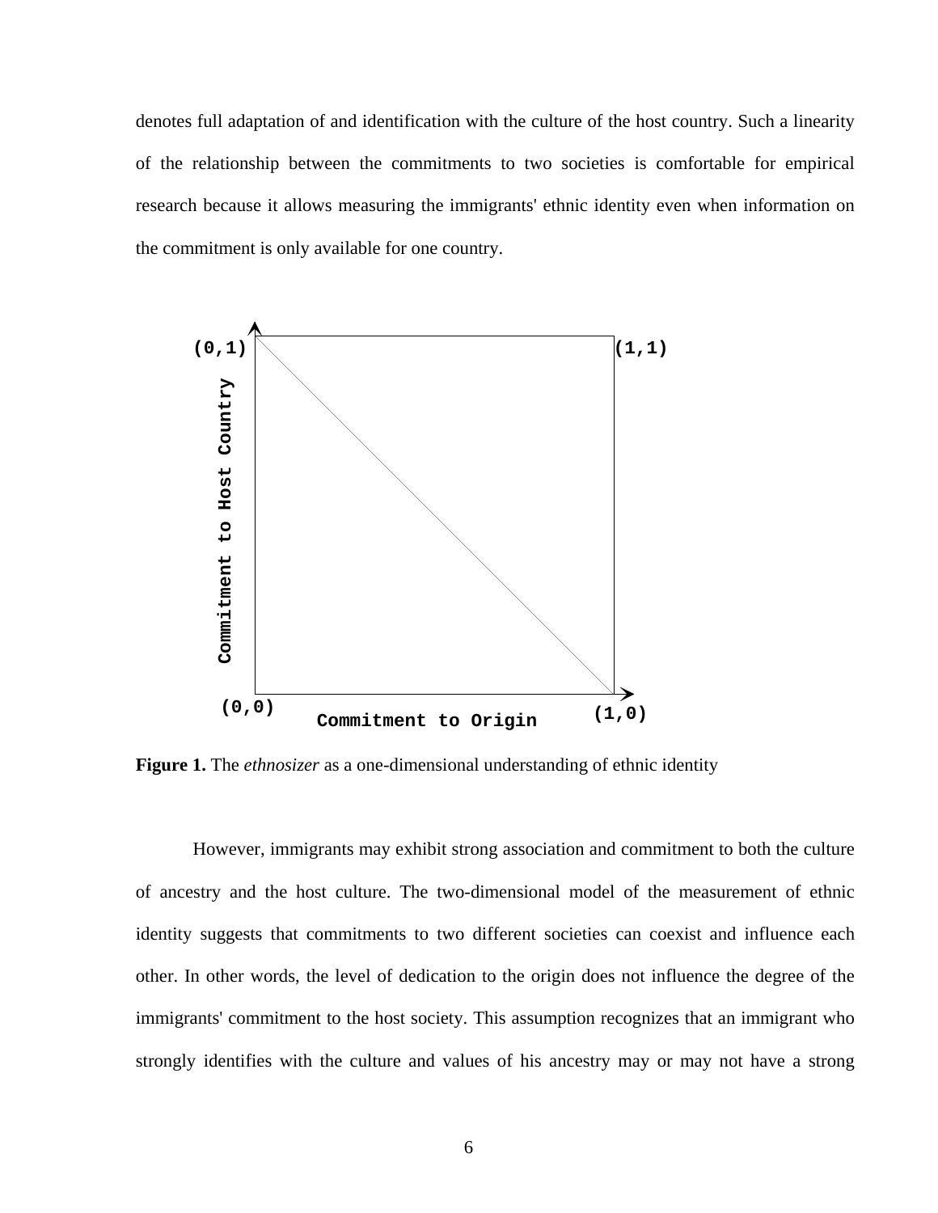denotes full adaptation of and identification with the culture of the host country. Such a linearity of the relationship between the commitments to two societies is comfortable for empirical research because it allows measuring the immigrants' ethnic identity even when information on the commitment is only available for one country.

**Figure 1.** The *ethnosizer* as a one-dimensional understanding of ethnic identity

However, immigrants may exhibit strong association and commitment to both the culture of ancestry and the host culture. The two-dimensional model of the measurement of ethnic identity suggests that commitments to two different societies can coexist and influence each other. In other words, the level of dedication to the origin does not influence the degree of the immigrants' commitment to the host society. This assumption recognizes that an immigrant who strongly identifies with the culture and values of his ancestry may or may not have a strong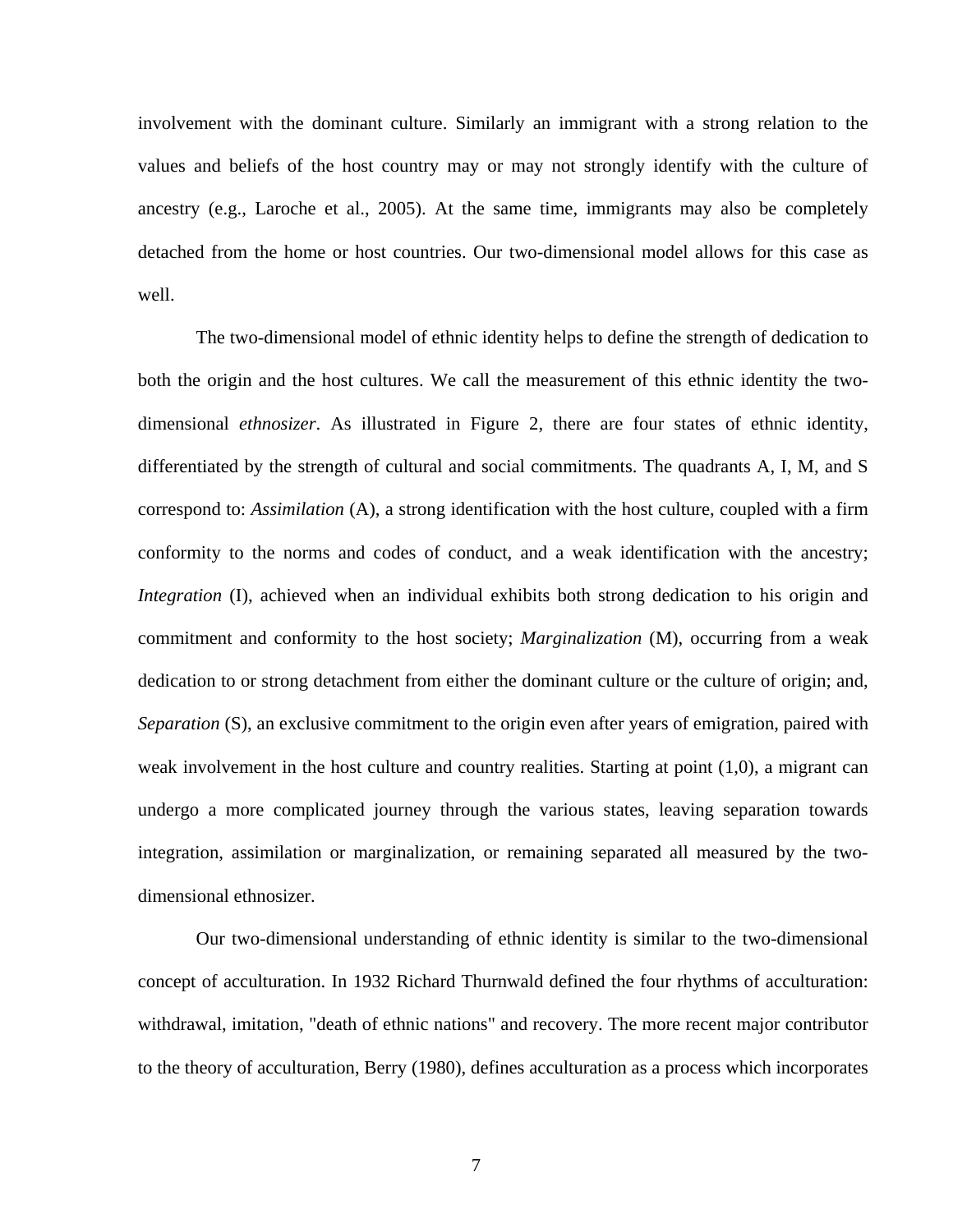involvement with the dominant culture. Similarly an immigrant with a strong relation to the values and beliefs of the host country may or may not strongly identify with the culture of ancestry (e.g., Laroche et al., 2005). At the same time, immigrants may also be completely detached from the home or host countries. Our two-dimensional model allows for this case as well.

The two-dimensional model of ethnic identity helps to define the strength of dedication to both the origin and the host cultures. We call the measurement of this ethnic identity the two-dimensional *ethnosizer*. As illustrated in Figure 2, there are four states of ethnic identity, differentiated by the strength of cultural and social commitments. The quadrants A, I, M, and S correspond to: *Assimilation* (A), a strong identification with the host culture, coupled with a firm conformity to the norms and codes of conduct, and a weak identification with the ancestry; *Integration* (I), achieved when an individual exhibits both strong dedication to his origin and commitment and conformity to the host society; *Marginalization* (M), occurring from a weak dedication to or strong detachment from either the dominant culture or the culture of origin; and, *Separation* (S), an exclusive commitment to the origin even after years of emigration, paired with weak involvement in the host culture and country realities. Starting at point (1,0), a migrant can undergo a more complicated journey through the various states, leaving separation towards integration, assimilation or marginalization, or remaining separated all measured by the two-dimensional ethnosizer.

Our two-dimensional understanding of ethnic identity is similar to the two-dimensional concept of acculturation. In 1932 Richard Thurnwald defined the four rhythms of acculturation: withdrawal, imitation, "death of ethnic nations" and recovery. The more recent major contributor to the theory of acculturation, Berry (1980), defines acculturation as a process which incorporates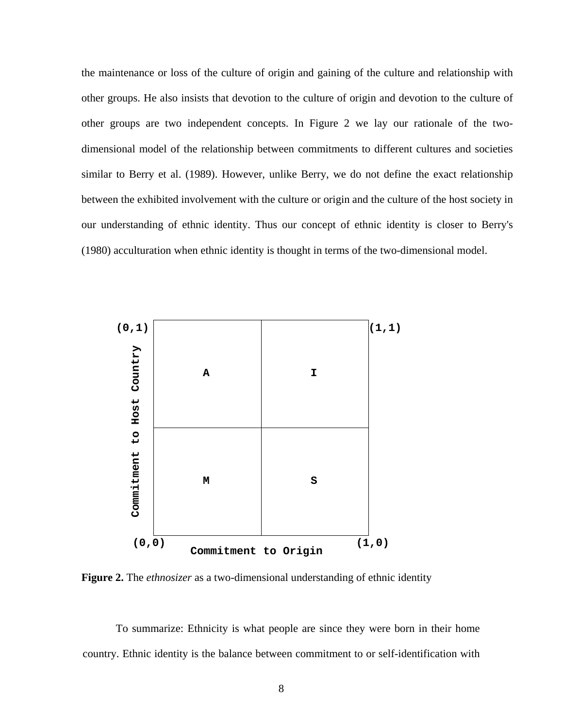the maintenance or loss of the culture of origin and gaining of the culture and relationship with other groups. He also insists that devotion to the culture of origin and devotion to the culture of other groups are two independent concepts. In Figure 2 we lay our rationale of the two-dimensional model of the relationship between commitments to different cultures and societies similar to Berry et al. (1989). However, unlike Berry, we do not define the exact relationship between the exhibited involvement with the culture or origin and the culture of the host society in our understanding of ethnic identity. Thus our concept of ethnic identity is closer to Berry's (1980) acculturation when ethnic identity is thought in terms of the two-dimensional model.

| Commitment to Host Country ↑ | | |
|---|---|---|
| (0,1) | | (1,1) |
| | A | I |
| | M | S |
| (0,0) | Commitment to Origin → | (1,0) |

**Figure 2.** The *ethnosizer* as a two-dimensional understanding of ethnic identity

To summarize: Ethnicity is what people are since they were born in their home country. Ethnic identity is the balance between commitment to or self-identification with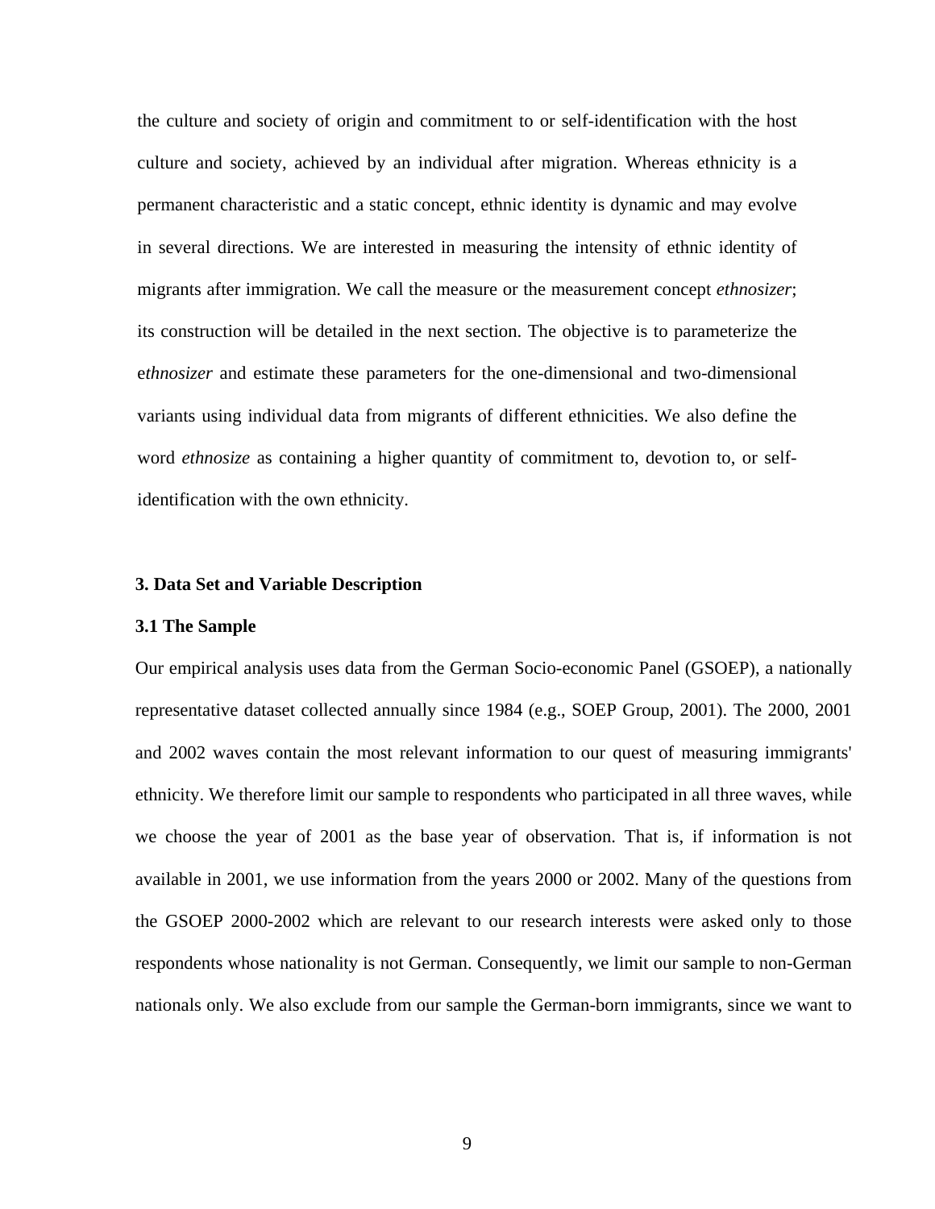the culture and society of origin and commitment to or self-identification with the host culture and society, achieved by an individual after migration. Whereas ethnicity is a permanent characteristic and a static concept, ethnic identity is dynamic and may evolve in several directions. We are interested in measuring the intensity of ethnic identity of migrants after immigration. We call the measure or the measurement concept *ethnosizer*; its construction will be detailed in the next section. The objective is to parameterize the e*thnosizer* and estimate these parameters for the one-dimensional and two-dimensional variants using individual data from migrants of different ethnicities. We also define the word *ethnosize* as containing a higher quantity of commitment to, devotion to, or self-identification with the own ethnicity.

## 3. Data Set and Variable Description

### 3.1 The Sample

Our empirical analysis uses data from the German Socio-economic Panel (GSOEP), a nationally representative dataset collected annually since 1984 (e.g., SOEP Group, 2001). The 2000, 2001 and 2002 waves contain the most relevant information to our quest of measuring immigrants' ethnicity. We therefore limit our sample to respondents who participated in all three waves, while we choose the year of 2001 as the base year of observation. That is, if information is not available in 2001, we use information from the years 2000 or 2002. Many of the questions from the GSOEP 2000-2002 which are relevant to our research interests were asked only to those respondents whose nationality is not German. Consequently, we limit our sample to non-German nationals only. We also exclude from our sample the German-born immigrants, since we want to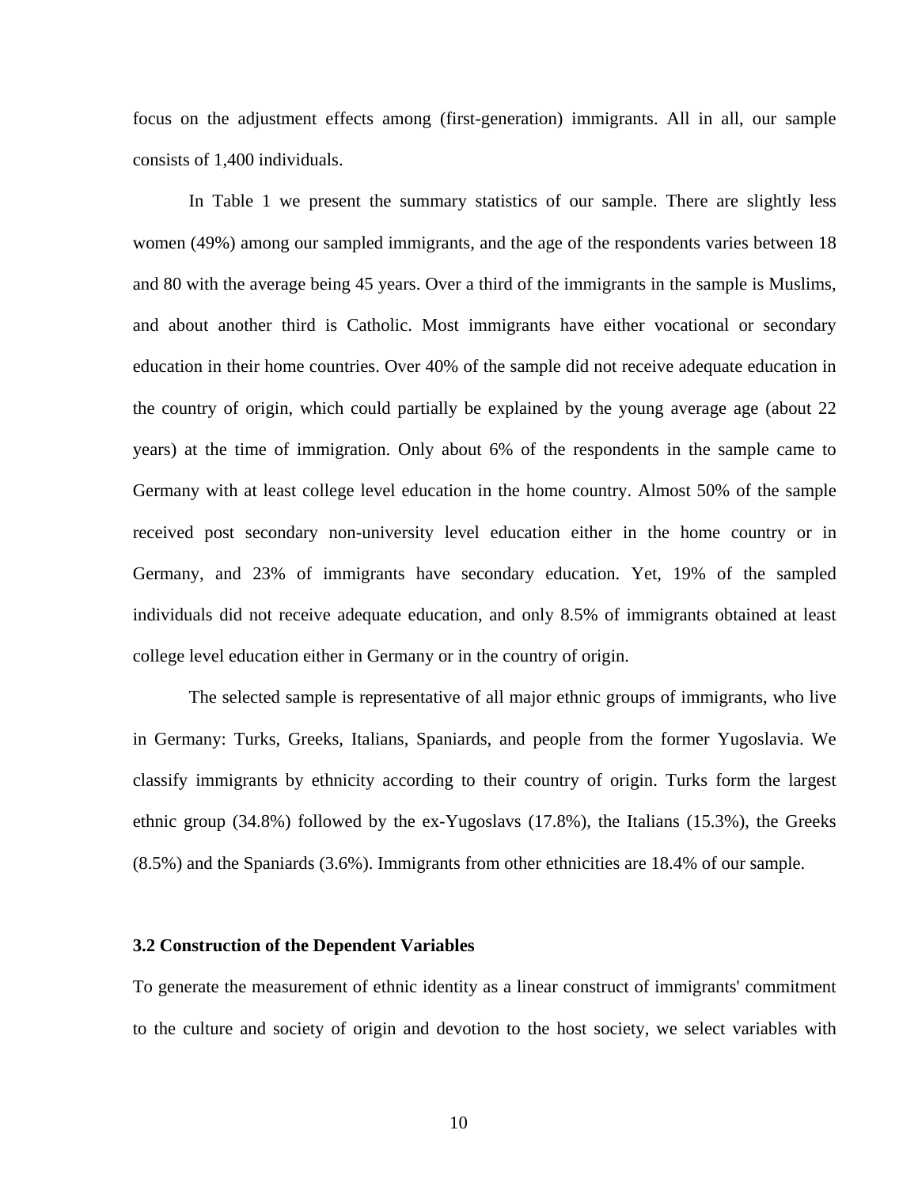focus on the adjustment effects among (first-generation) immigrants. All in all, our sample consists of 1,400 individuals.

In Table 1 we present the summary statistics of our sample. There are slightly less women (49%) among our sampled immigrants, and the age of the respondents varies between 18 and 80 with the average being 45 years. Over a third of the immigrants in the sample is Muslims, and about another third is Catholic. Most immigrants have either vocational or secondary education in their home countries. Over 40% of the sample did not receive adequate education in the country of origin, which could partially be explained by the young average age (about 22 years) at the time of immigration. Only about 6% of the respondents in the sample came to Germany with at least college level education in the home country. Almost 50% of the sample received post secondary non-university level education either in the home country or in Germany, and 23% of immigrants have secondary education. Yet, 19% of the sampled individuals did not receive adequate education, and only 8.5% of immigrants obtained at least college level education either in Germany or in the country of origin.

The selected sample is representative of all major ethnic groups of immigrants, who live in Germany: Turks, Greeks, Italians, Spaniards, and people from the former Yugoslavia. We classify immigrants by ethnicity according to their country of origin. Turks form the largest ethnic group (34.8%) followed by the ex-Yugoslavs (17.8%), the Italians (15.3%), the Greeks (8.5%) and the Spaniards (3.6%). Immigrants from other ethnicities are 18.4% of our sample.

### 3.2 Construction of the Dependent Variables

To generate the measurement of ethnic identity as a linear construct of immigrants' commitment to the culture and society of origin and devotion to the host society, we select variables with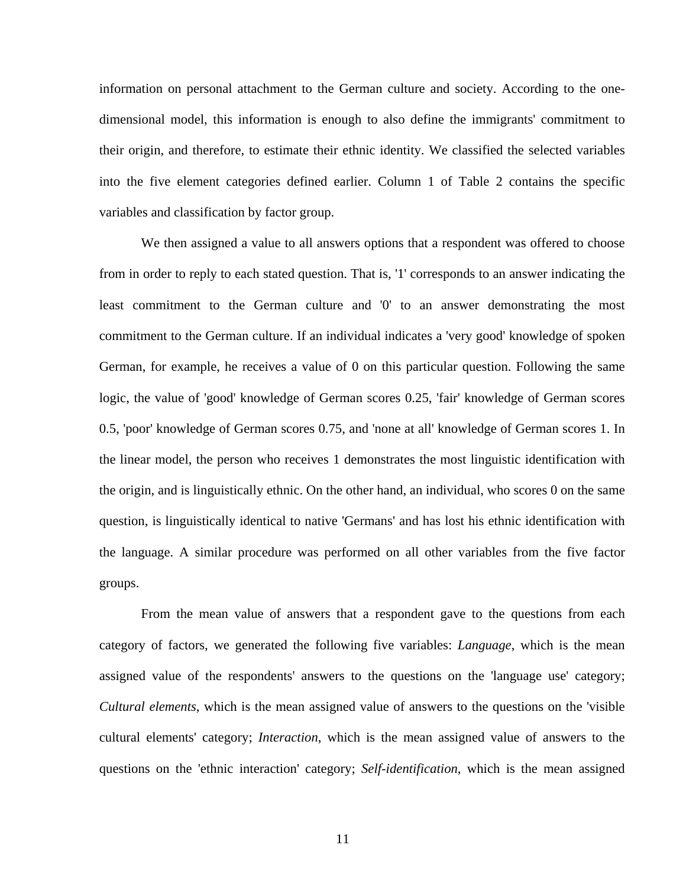information on personal attachment to the German culture and society. According to the one-dimensional model, this information is enough to also define the immigrants' commitment to their origin, and therefore, to estimate their ethnic identity. We classified the selected variables into the five element categories defined earlier. Column 1 of Table 2 contains the specific variables and classification by factor group.

We then assigned a value to all answers options that a respondent was offered to choose from in order to reply to each stated question. That is, '1' corresponds to an answer indicating the least commitment to the German culture and '0' to an answer demonstrating the most commitment to the German culture. If an individual indicates a 'very good' knowledge of spoken German, for example, he receives a value of 0 on this particular question. Following the same logic, the value of 'good' knowledge of German scores 0.25, 'fair' knowledge of German scores 0.5, 'poor' knowledge of German scores 0.75, and 'none at all' knowledge of German scores 1. In the linear model, the person who receives 1 demonstrates the most linguistic identification with the origin, and is linguistically ethnic. On the other hand, an individual, who scores 0 on the same question, is linguistically identical to native 'Germans' and has lost his ethnic identification with the language. A similar procedure was performed on all other variables from the five factor groups.

From the mean value of answers that a respondent gave to the questions from each category of factors, we generated the following five variables: *Language*, which is the mean assigned value of the respondents' answers to the questions on the 'language use' category; *Cultural elements*, which is the mean assigned value of answers to the questions on the 'visible cultural elements' category; *Interaction*, which is the mean assigned value of answers to the questions on the 'ethnic interaction' category; *Self-identification*, which is the mean assigned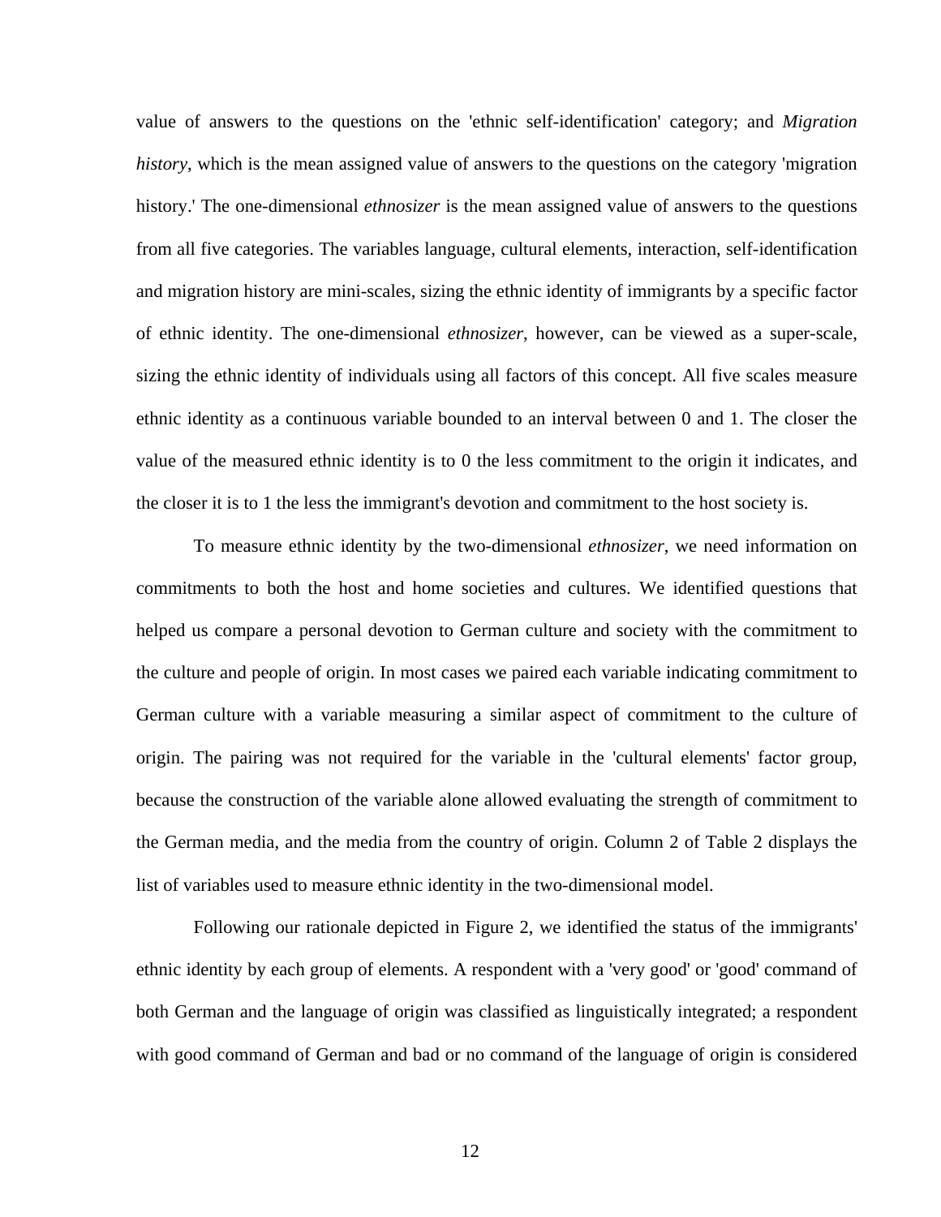value of answers to the questions on the 'ethnic self-identification' category; and *Migration history*, which is the mean assigned value of answers to the questions on the category 'migration history.' The one-dimensional *ethnosizer* is the mean assigned value of answers to the questions from all five categories. The variables language, cultural elements, interaction, self-identification and migration history are mini-scales, sizing the ethnic identity of immigrants by a specific factor of ethnic identity. The one-dimensional *ethnosizer*, however, can be viewed as a super-scale, sizing the ethnic identity of individuals using all factors of this concept. All five scales measure ethnic identity as a continuous variable bounded to an interval between 0 and 1. The closer the value of the measured ethnic identity is to 0 the less commitment to the origin it indicates, and the closer it is to 1 the less the immigrant's devotion and commitment to the host society is.

To measure ethnic identity by the two-dimensional *ethnosizer*, we need information on commitments to both the host and home societies and cultures. We identified questions that helped us compare a personal devotion to German culture and society with the commitment to the culture and people of origin. In most cases we paired each variable indicating commitment to German culture with a variable measuring a similar aspect of commitment to the culture of origin. The pairing was not required for the variable in the 'cultural elements' factor group, because the construction of the variable alone allowed evaluating the strength of commitment to the German media, and the media from the country of origin. Column 2 of Table 2 displays the list of variables used to measure ethnic identity in the two-dimensional model.

Following our rationale depicted in Figure 2, we identified the status of the immigrants' ethnic identity by each group of elements. A respondent with a 'very good' or 'good' command of both German and the language of origin was classified as linguistically integrated; a respondent with good command of German and bad or no command of the language of origin is considered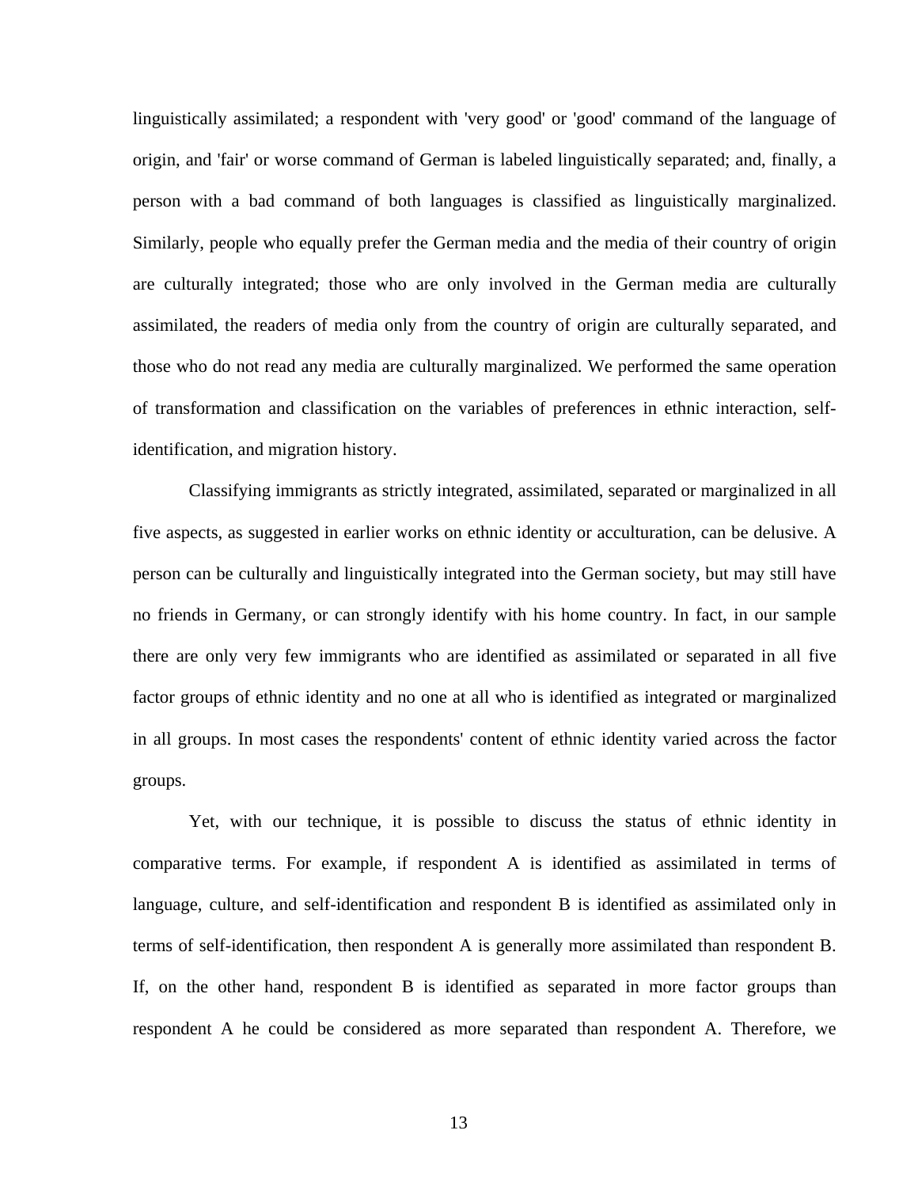linguistically assimilated; a respondent with 'very good' or 'good' command of the language of origin, and 'fair' or worse command of German is labeled linguistically separated; and, finally, a person with a bad command of both languages is classified as linguistically marginalized. Similarly, people who equally prefer the German media and the media of their country of origin are culturally integrated; those who are only involved in the German media are culturally assimilated, the readers of media only from the country of origin are culturally separated, and those who do not read any media are culturally marginalized. We performed the same operation of transformation and classification on the variables of preferences in ethnic interaction, self-identification, and migration history.

Classifying immigrants as strictly integrated, assimilated, separated or marginalized in all five aspects, as suggested in earlier works on ethnic identity or acculturation, can be delusive. A person can be culturally and linguistically integrated into the German society, but may still have no friends in Germany, or can strongly identify with his home country. In fact, in our sample there are only very few immigrants who are identified as assimilated or separated in all five factor groups of ethnic identity and no one at all who is identified as integrated or marginalized in all groups. In most cases the respondents' content of ethnic identity varied across the factor groups.

Yet, with our technique, it is possible to discuss the status of ethnic identity in comparative terms. For example, if respondent A is identified as assimilated in terms of language, culture, and self-identification and respondent B is identified as assimilated only in terms of self-identification, then respondent A is generally more assimilated than respondent B. If, on the other hand, respondent B is identified as separated in more factor groups than respondent A he could be considered as more separated than respondent A. Therefore, we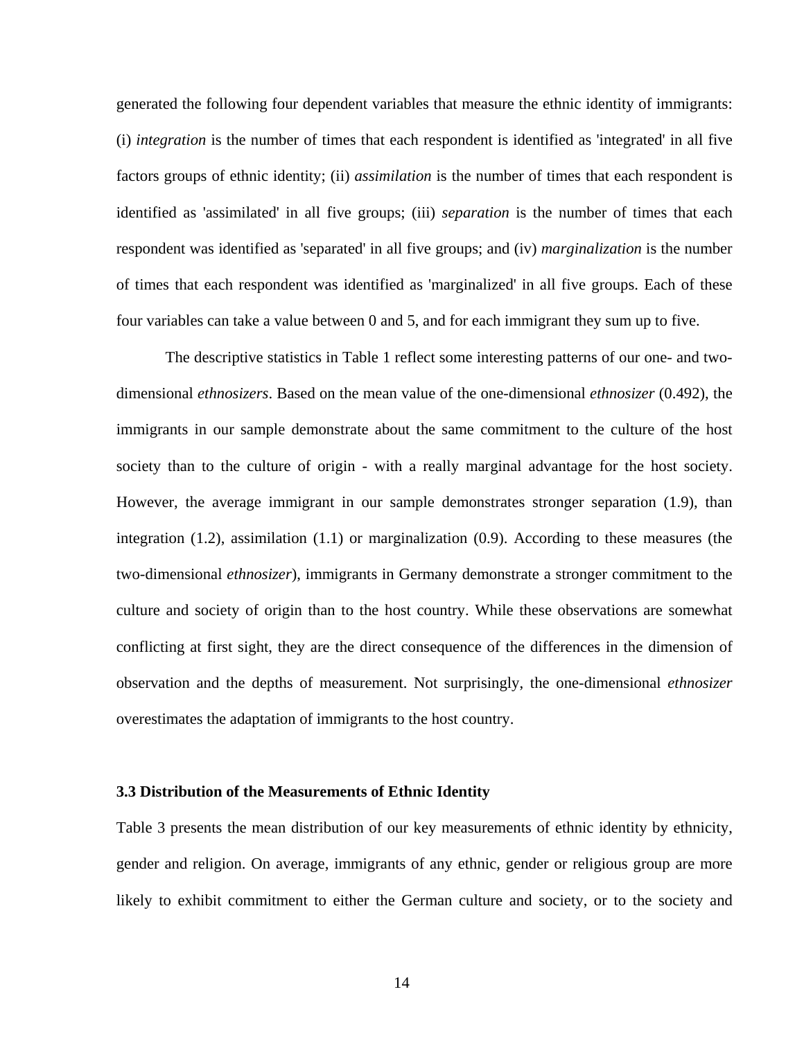generated the following four dependent variables that measure the ethnic identity of immigrants: (i) *integration* is the number of times that each respondent is identified as 'integrated' in all five factors groups of ethnic identity; (ii) *assimilation* is the number of times that each respondent is identified as 'assimilated' in all five groups; (iii) *separation* is the number of times that each respondent was identified as 'separated' in all five groups; and (iv) *marginalization* is the number of times that each respondent was identified as 'marginalized' in all five groups. Each of these four variables can take a value between 0 and 5, and for each immigrant they sum up to five.

The descriptive statistics in Table 1 reflect some interesting patterns of our one- and two-dimensional *ethnosizers*. Based on the mean value of the one-dimensional *ethnosizer* (0.492), the immigrants in our sample demonstrate about the same commitment to the culture of the host society than to the culture of origin - with a really marginal advantage for the host society. However, the average immigrant in our sample demonstrates stronger separation (1.9), than integration (1.2), assimilation (1.1) or marginalization (0.9). According to these measures (the two-dimensional *ethnosizer*), immigrants in Germany demonstrate a stronger commitment to the culture and society of origin than to the host country. While these observations are somewhat conflicting at first sight, they are the direct consequence of the differences in the dimension of observation and the depths of measurement. Not surprisingly, the one-dimensional *ethnosizer* overestimates the adaptation of immigrants to the host country.

### 3.3 Distribution of the Measurements of Ethnic Identity

Table 3 presents the mean distribution of our key measurements of ethnic identity by ethnicity, gender and religion. On average, immigrants of any ethnic, gender or religious group are more likely to exhibit commitment to either the German culture and society, or to the society and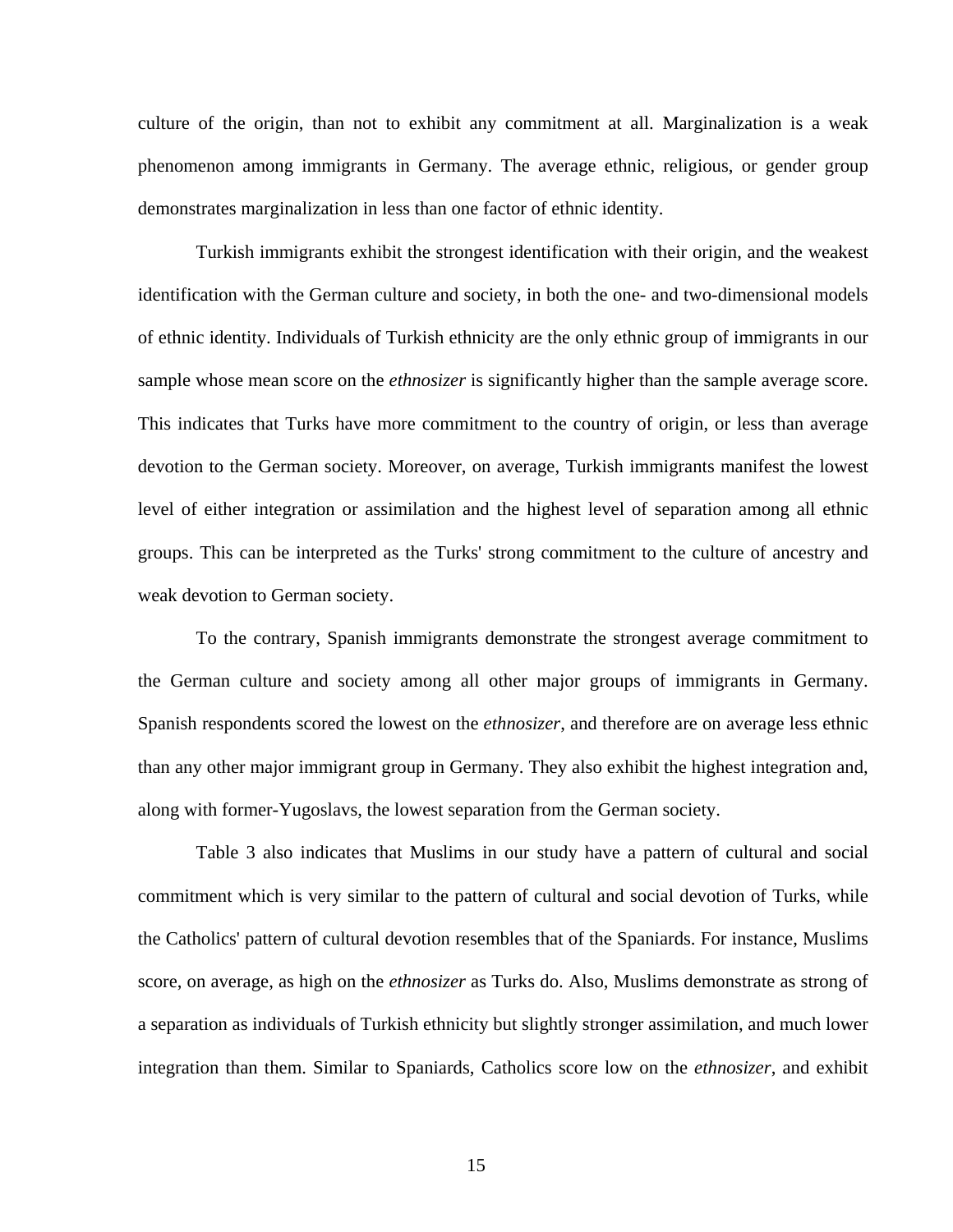culture of the origin, than not to exhibit any commitment at all. Marginalization is a weak phenomenon among immigrants in Germany. The average ethnic, religious, or gender group demonstrates marginalization in less than one factor of ethnic identity.

Turkish immigrants exhibit the strongest identification with their origin, and the weakest identification with the German culture and society, in both the one- and two-dimensional models of ethnic identity. Individuals of Turkish ethnicity are the only ethnic group of immigrants in our sample whose mean score on the *ethnosizer* is significantly higher than the sample average score. This indicates that Turks have more commitment to the country of origin, or less than average devotion to the German society. Moreover, on average, Turkish immigrants manifest the lowest level of either integration or assimilation and the highest level of separation among all ethnic groups. This can be interpreted as the Turks' strong commitment to the culture of ancestry and weak devotion to German society.

To the contrary, Spanish immigrants demonstrate the strongest average commitment to the German culture and society among all other major groups of immigrants in Germany. Spanish respondents scored the lowest on the *ethnosizer*, and therefore are on average less ethnic than any other major immigrant group in Germany. They also exhibit the highest integration and, along with former-Yugoslavs, the lowest separation from the German society.

Table 3 also indicates that Muslims in our study have a pattern of cultural and social commitment which is very similar to the pattern of cultural and social devotion of Turks, while the Catholics' pattern of cultural devotion resembles that of the Spaniards. For instance, Muslims score, on average, as high on the *ethnosizer* as Turks do. Also, Muslims demonstrate as strong of a separation as individuals of Turkish ethnicity but slightly stronger assimilation, and much lower integration than them. Similar to Spaniards, Catholics score low on the *ethnosizer*, and exhibit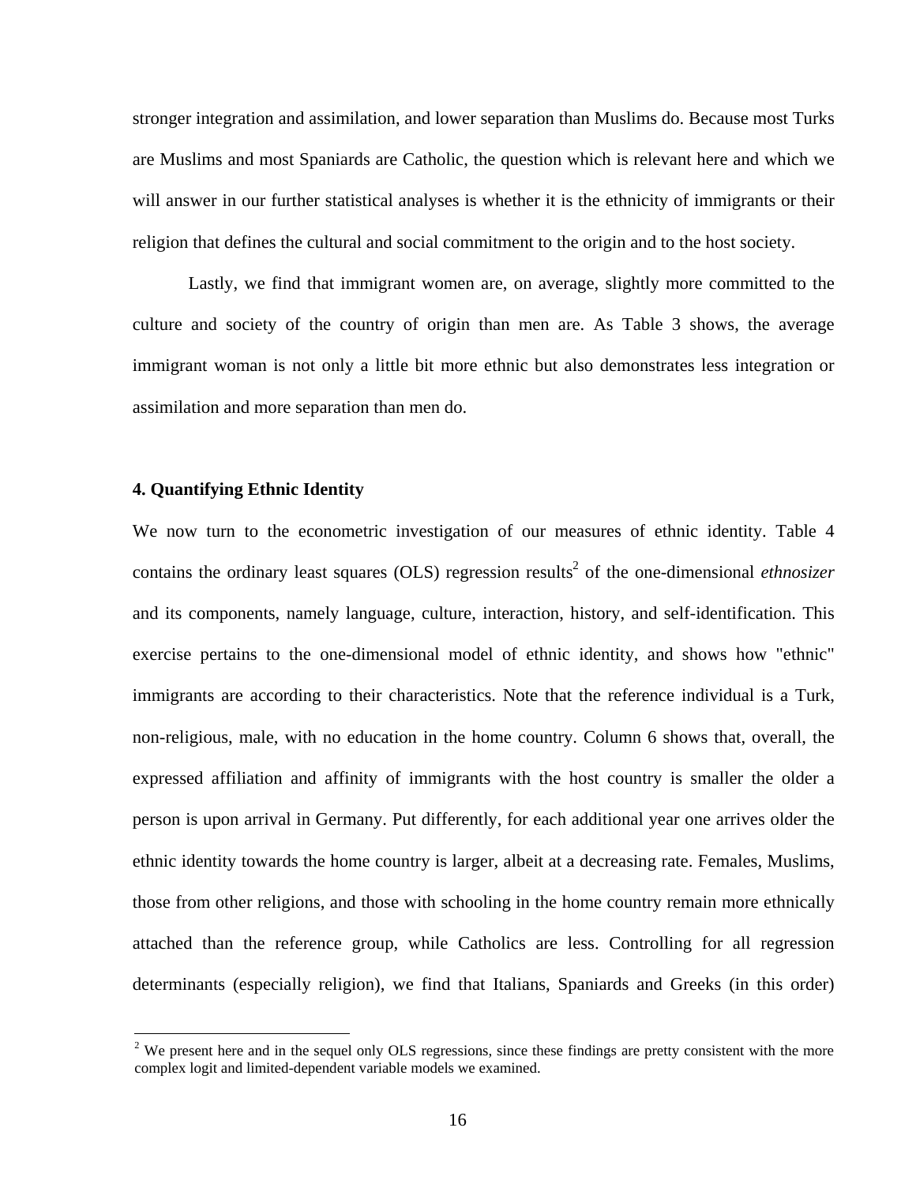stronger integration and assimilation, and lower separation than Muslims do. Because most Turks are Muslims and most Spaniards are Catholic, the question which is relevant here and which we will answer in our further statistical analyses is whether it is the ethnicity of immigrants or their religion that defines the cultural and social commitment to the origin and to the host society.

Lastly, we find that immigrant women are, on average, slightly more committed to the culture and society of the country of origin than men are. As Table 3 shows, the average immigrant woman is not only a little bit more ethnic but also demonstrates less integration or assimilation and more separation than men do.

### 4. Quantifying Ethnic Identity

We now turn to the econometric investigation of our measures of ethnic identity. Table 4 contains the ordinary least squares (OLS) regression results[2] of the one-dimensional *ethnosizer* and its components, namely language, culture, interaction, history, and self-identification. This exercise pertains to the one-dimensional model of ethnic identity, and shows how "ethnic" immigrants are according to their characteristics. Note that the reference individual is a Turk, non-religious, male, with no education in the home country. Column 6 shows that, overall, the expressed affiliation and affinity of immigrants with the host country is smaller the older a person is upon arrival in Germany. Put differently, for each additional year one arrives older the ethnic identity towards the home country is larger, albeit at a decreasing rate. Females, Muslims, those from other religions, and those with schooling in the home country remain more ethnically attached than the reference group, while Catholics are less. Controlling for all regression determinants (especially religion), we find that Italians, Spaniards and Greeks (in this order)

[2] We present here and in the sequel only OLS regressions, since these findings are pretty consistent with the more complex logit and limited-dependent variable models we examined.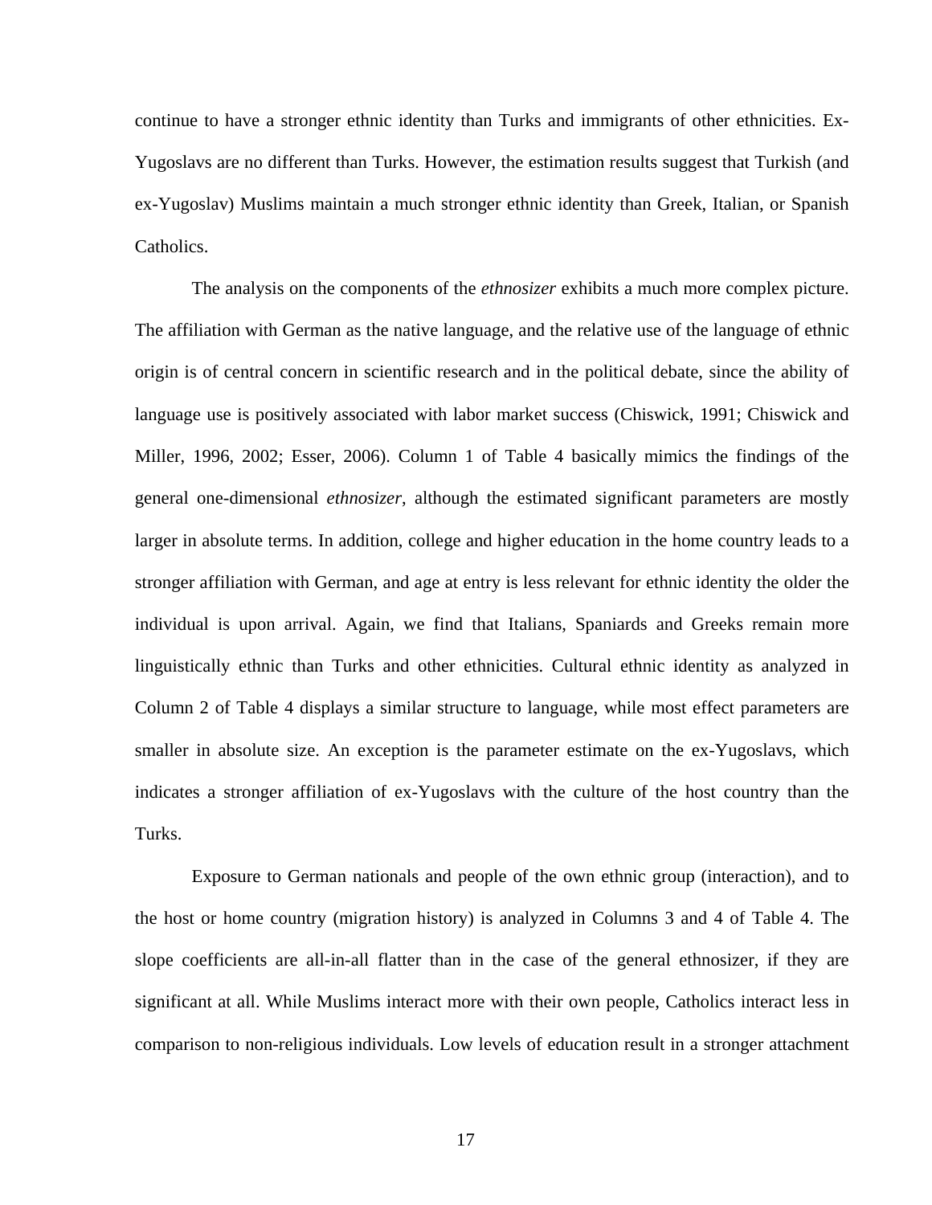continue to have a stronger ethnic identity than Turks and immigrants of other ethnicities. Ex-Yugoslavs are no different than Turks. However, the estimation results suggest that Turkish (and ex-Yugoslav) Muslims maintain a much stronger ethnic identity than Greek, Italian, or Spanish Catholics.

The analysis on the components of the *ethnosizer* exhibits a much more complex picture. The affiliation with German as the native language, and the relative use of the language of ethnic origin is of central concern in scientific research and in the political debate, since the ability of language use is positively associated with labor market success (Chiswick, 1991; Chiswick and Miller, 1996, 2002; Esser, 2006). Column 1 of Table 4 basically mimics the findings of the general one-dimensional *ethnosizer,* although the estimated significant parameters are mostly larger in absolute terms. In addition, college and higher education in the home country leads to a stronger affiliation with German, and age at entry is less relevant for ethnic identity the older the individual is upon arrival. Again, we find that Italians, Spaniards and Greeks remain more linguistically ethnic than Turks and other ethnicities. Cultural ethnic identity as analyzed in Column 2 of Table 4 displays a similar structure to language, while most effect parameters are smaller in absolute size. An exception is the parameter estimate on the ex-Yugoslavs, which indicates a stronger affiliation of ex-Yugoslavs with the culture of the host country than the Turks.

Exposure to German nationals and people of the own ethnic group (interaction), and to the host or home country (migration history) is analyzed in Columns 3 and 4 of Table 4. The slope coefficients are all-in-all flatter than in the case of the general ethnosizer, if they are significant at all. While Muslims interact more with their own people, Catholics interact less in comparison to non-religious individuals. Low levels of education result in a stronger attachment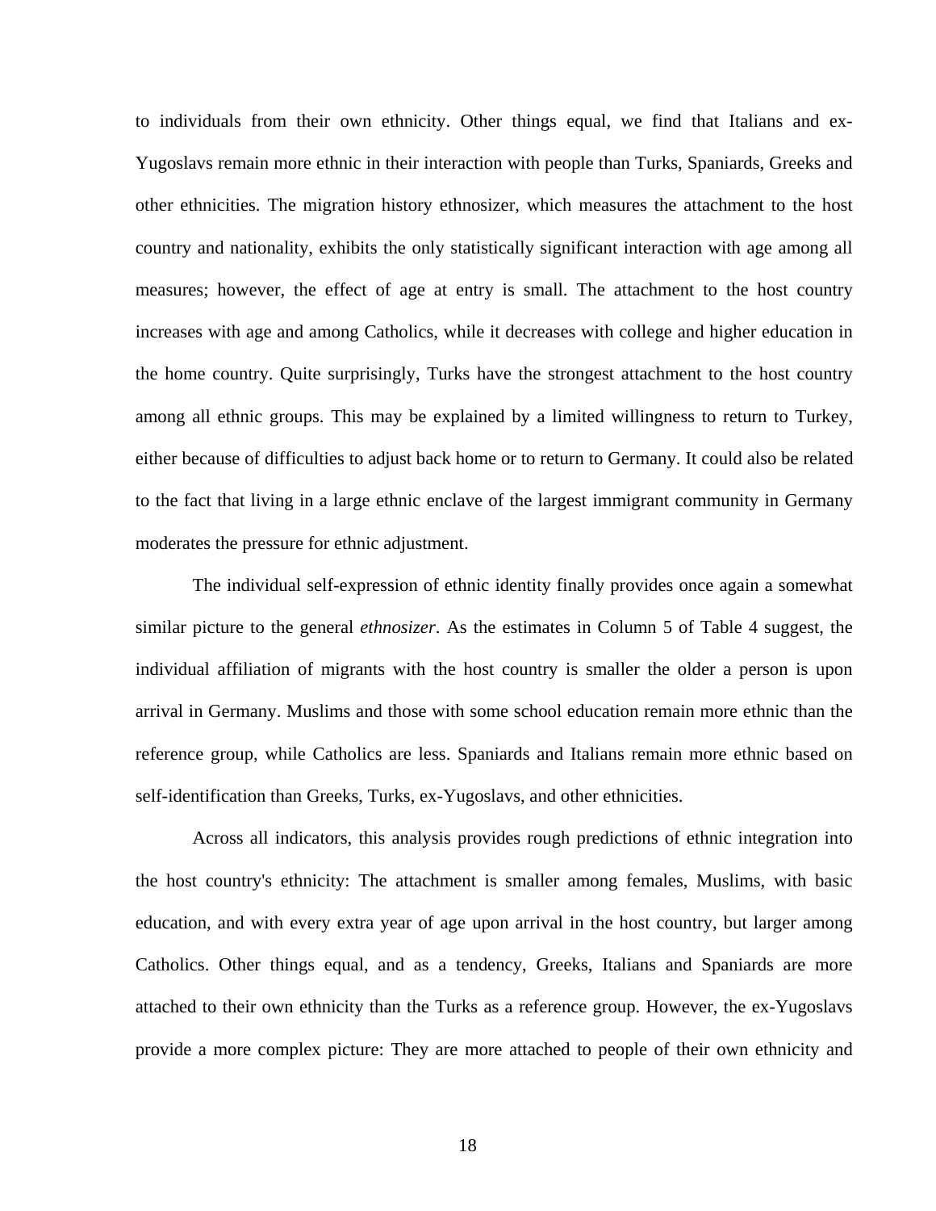to individuals from their own ethnicity. Other things equal, we find that Italians and ex-Yugoslavs remain more ethnic in their interaction with people than Turks, Spaniards, Greeks and other ethnicities. The migration history ethnosizer, which measures the attachment to the host country and nationality, exhibits the only statistically significant interaction with age among all measures; however, the effect of age at entry is small. The attachment to the host country increases with age and among Catholics, while it decreases with college and higher education in the home country. Quite surprisingly, Turks have the strongest attachment to the host country among all ethnic groups. This may be explained by a limited willingness to return to Turkey, either because of difficulties to adjust back home or to return to Germany. It could also be related to the fact that living in a large ethnic enclave of the largest immigrant community in Germany moderates the pressure for ethnic adjustment.

The individual self-expression of ethnic identity finally provides once again a somewhat similar picture to the general *ethnosizer*. As the estimates in Column 5 of Table 4 suggest, the individual affiliation of migrants with the host country is smaller the older a person is upon arrival in Germany. Muslims and those with some school education remain more ethnic than the reference group, while Catholics are less. Spaniards and Italians remain more ethnic based on self-identification than Greeks, Turks, ex-Yugoslavs, and other ethnicities.

Across all indicators, this analysis provides rough predictions of ethnic integration into the host country's ethnicity: The attachment is smaller among females, Muslims, with basic education, and with every extra year of age upon arrival in the host country, but larger among Catholics. Other things equal, and as a tendency, Greeks, Italians and Spaniards are more attached to their own ethnicity than the Turks as a reference group. However, the ex-Yugoslavs provide a more complex picture: They are more attached to people of their own ethnicity and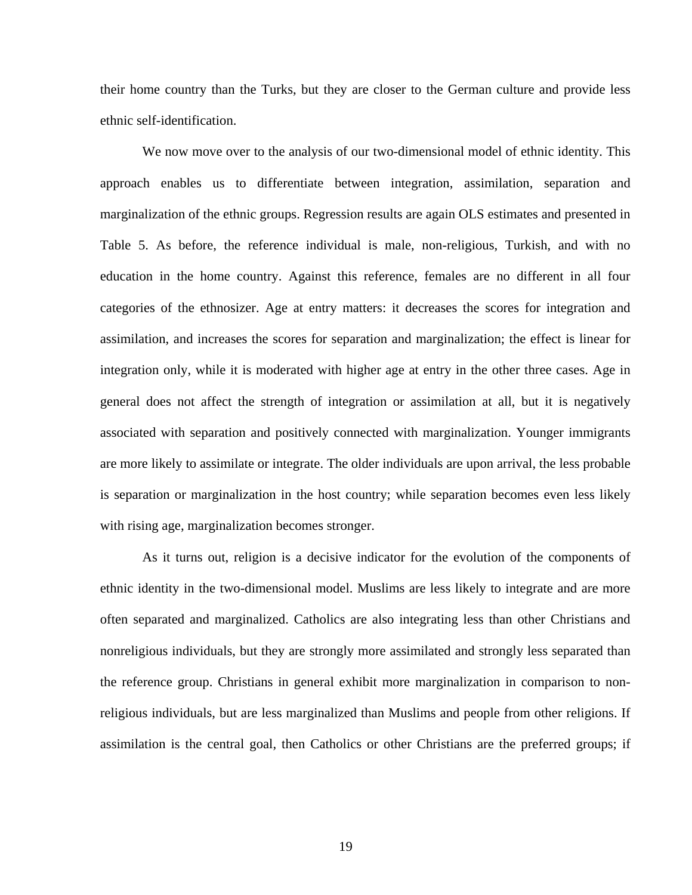their home country than the Turks, but they are closer to the German culture and provide less ethnic self-identification.

We now move over to the analysis of our two-dimensional model of ethnic identity. This approach enables us to differentiate between integration, assimilation, separation and marginalization of the ethnic groups. Regression results are again OLS estimates and presented in Table 5. As before, the reference individual is male, non-religious, Turkish, and with no education in the home country. Against this reference, females are no different in all four categories of the ethnosizer. Age at entry matters: it decreases the scores for integration and assimilation, and increases the scores for separation and marginalization; the effect is linear for integration only, while it is moderated with higher age at entry in the other three cases. Age in general does not affect the strength of integration or assimilation at all, but it is negatively associated with separation and positively connected with marginalization. Younger immigrants are more likely to assimilate or integrate. The older individuals are upon arrival, the less probable is separation or marginalization in the host country; while separation becomes even less likely with rising age, marginalization becomes stronger.

As it turns out, religion is a decisive indicator for the evolution of the components of ethnic identity in the two-dimensional model. Muslims are less likely to integrate and are more often separated and marginalized. Catholics are also integrating less than other Christians and nonreligious individuals, but they are strongly more assimilated and strongly less separated than the reference group. Christians in general exhibit more marginalization in comparison to non-religious individuals, but are less marginalized than Muslims and people from other religions. If assimilation is the central goal, then Catholics or other Christians are the preferred groups; if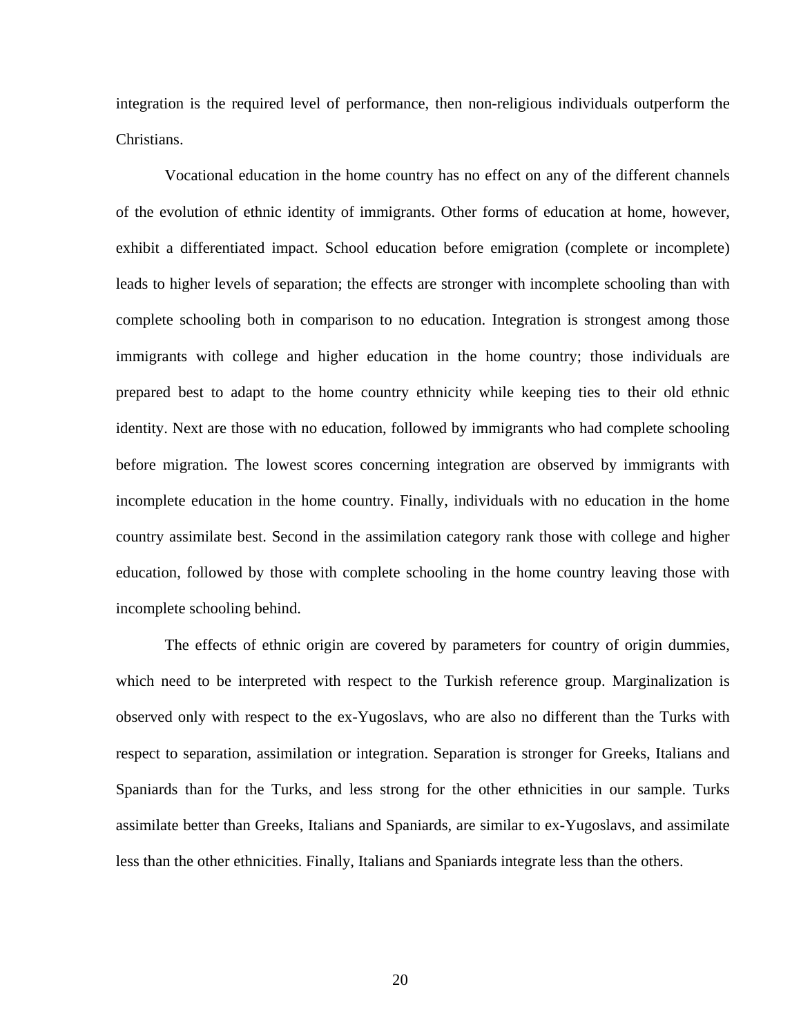integration is the required level of performance, then non-religious individuals outperform the Christians.

Vocational education in the home country has no effect on any of the different channels of the evolution of ethnic identity of immigrants. Other forms of education at home, however, exhibit a differentiated impact. School education before emigration (complete or incomplete) leads to higher levels of separation; the effects are stronger with incomplete schooling than with complete schooling both in comparison to no education. Integration is strongest among those immigrants with college and higher education in the home country; those individuals are prepared best to adapt to the home country ethnicity while keeping ties to their old ethnic identity. Next are those with no education, followed by immigrants who had complete schooling before migration. The lowest scores concerning integration are observed by immigrants with incomplete education in the home country. Finally, individuals with no education in the home country assimilate best. Second in the assimilation category rank those with college and higher education, followed by those with complete schooling in the home country leaving those with incomplete schooling behind.

The effects of ethnic origin are covered by parameters for country of origin dummies, which need to be interpreted with respect to the Turkish reference group. Marginalization is observed only with respect to the ex-Yugoslavs, who are also no different than the Turks with respect to separation, assimilation or integration. Separation is stronger for Greeks, Italians and Spaniards than for the Turks, and less strong for the other ethnicities in our sample. Turks assimilate better than Greeks, Italians and Spaniards, are similar to ex-Yugoslavs, and assimilate less than the other ethnicities. Finally, Italians and Spaniards integrate less than the others.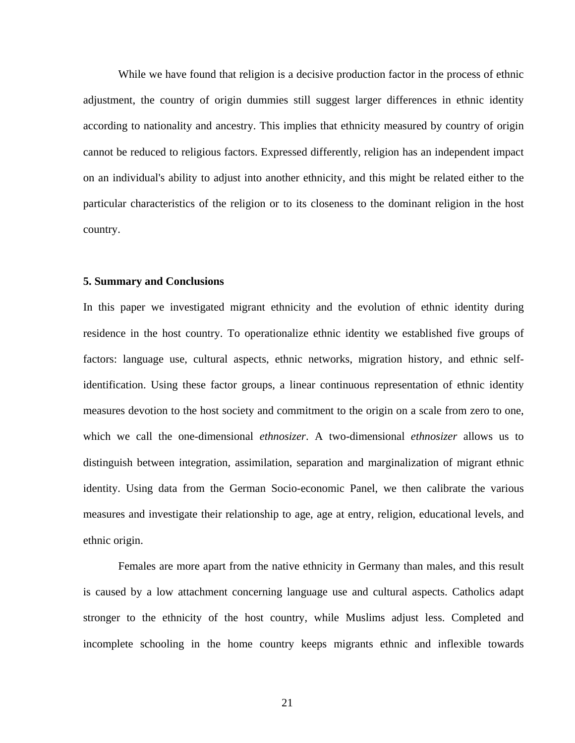While we have found that religion is a decisive production factor in the process of ethnic adjustment, the country of origin dummies still suggest larger differences in ethnic identity according to nationality and ancestry. This implies that ethnicity measured by country of origin cannot be reduced to religious factors. Expressed differently, religion has an independent impact on an individual's ability to adjust into another ethnicity, and this might be related either to the particular characteristics of the religion or to its closeness to the dominant religion in the host country.

## 5. Summary and Conclusions

In this paper we investigated migrant ethnicity and the evolution of ethnic identity during residence in the host country. To operationalize ethnic identity we established five groups of factors: language use, cultural aspects, ethnic networks, migration history, and ethnic self-identification. Using these factor groups, a linear continuous representation of ethnic identity measures devotion to the host society and commitment to the origin on a scale from zero to one, which we call the one-dimensional *ethnosizer*. A two-dimensional *ethnosizer* allows us to distinguish between integration, assimilation, separation and marginalization of migrant ethnic identity. Using data from the German Socio-economic Panel, we then calibrate the various measures and investigate their relationship to age, age at entry, religion, educational levels, and ethnic origin.

Females are more apart from the native ethnicity in Germany than males, and this result is caused by a low attachment concerning language use and cultural aspects. Catholics adapt stronger to the ethnicity of the host country, while Muslims adjust less. Completed and incomplete schooling in the home country keeps migrants ethnic and inflexible towards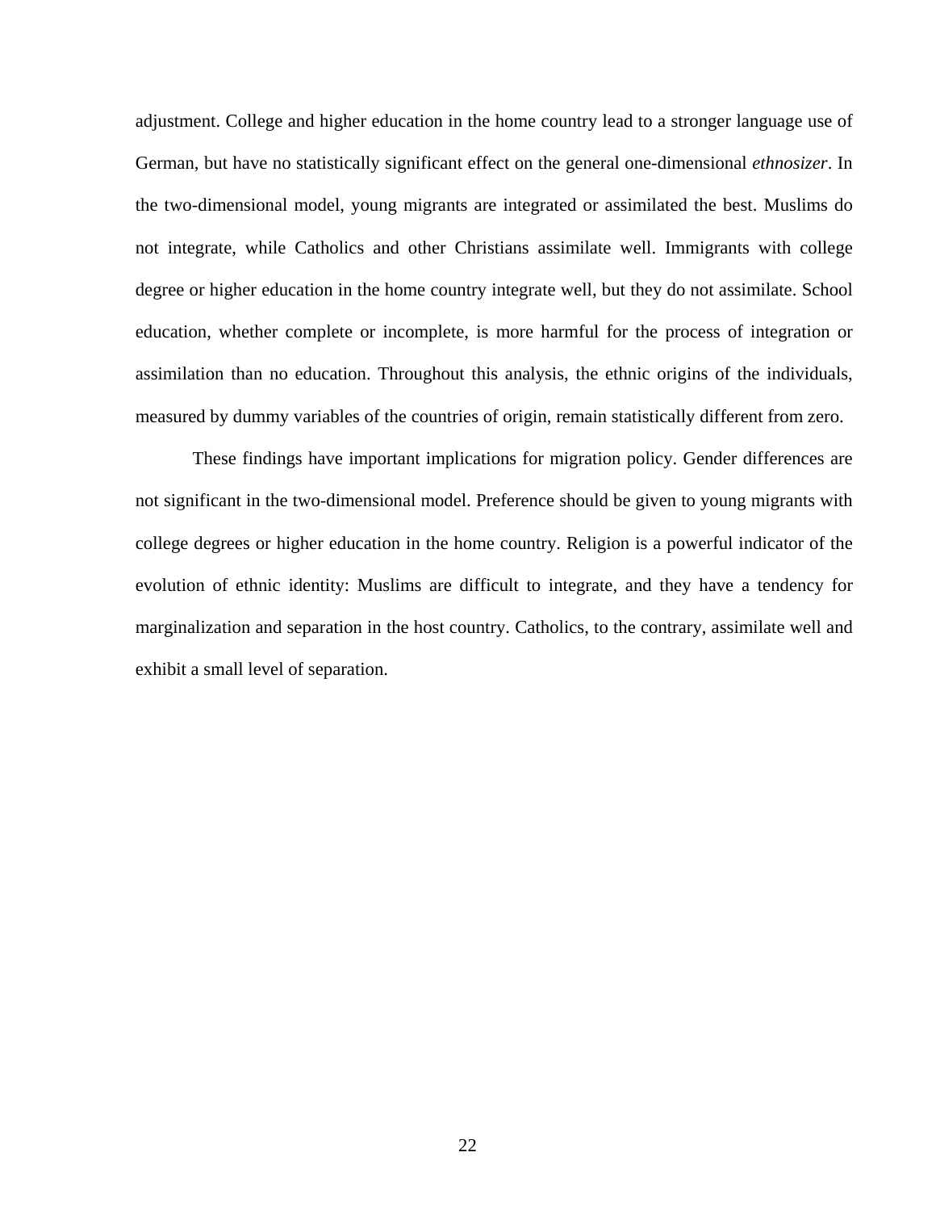adjustment. College and higher education in the home country lead to a stronger language use of German, but have no statistically significant effect on the general one-dimensional *ethnosizer*. In the two-dimensional model, young migrants are integrated or assimilated the best. Muslims do not integrate, while Catholics and other Christians assimilate well. Immigrants with college degree or higher education in the home country integrate well, but they do not assimilate. School education, whether complete or incomplete, is more harmful for the process of integration or assimilation than no education. Throughout this analysis, the ethnic origins of the individuals, measured by dummy variables of the countries of origin, remain statistically different from zero.

These findings have important implications for migration policy. Gender differences are not significant in the two-dimensional model. Preference should be given to young migrants with college degrees or higher education in the home country. Religion is a powerful indicator of the evolution of ethnic identity: Muslims are difficult to integrate, and they have a tendency for marginalization and separation in the host country. Catholics, to the contrary, assimilate well and exhibit a small level of separation.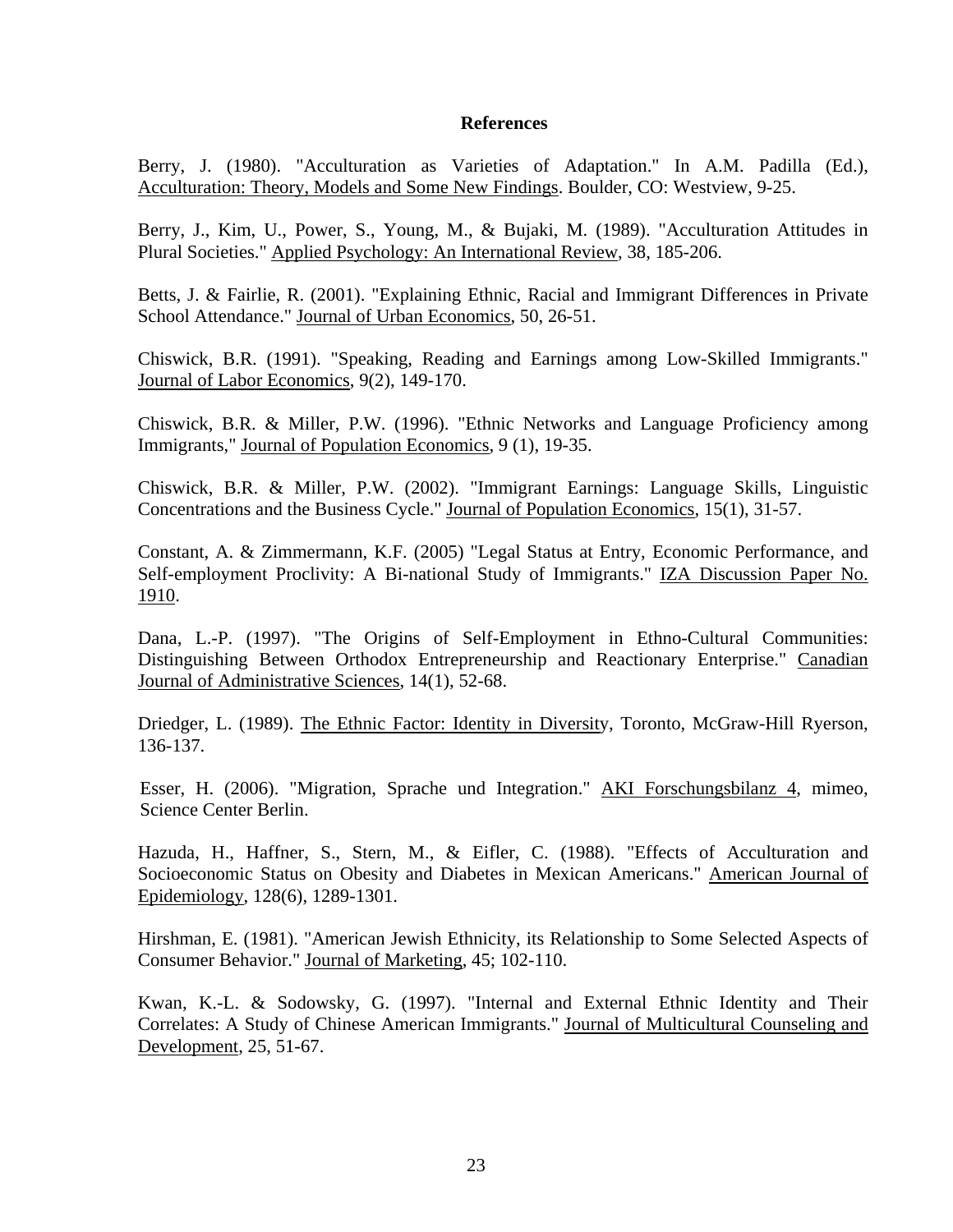# References

Berry, J. (1980). "Acculturation as Varieties of Adaptation." In A.M. Padilla (Ed.), Acculturation: Theory, Models and Some New Findings. Boulder, CO: Westview, 9-25.

Berry, J., Kim, U., Power, S., Young, M., & Bujaki, M. (1989). "Acculturation Attitudes in Plural Societies." Applied Psychology: An International Review, 38, 185-206.

Betts, J. & Fairlie, R. (2001). "Explaining Ethnic, Racial and Immigrant Differences in Private School Attendance." Journal of Urban Economics, 50, 26-51.

Chiswick, B.R. (1991). "Speaking, Reading and Earnings among Low-Skilled Immigrants." Journal of Labor Economics, 9(2), 149-170.

Chiswick, B.R. & Miller, P.W. (1996). "Ethnic Networks and Language Proficiency among Immigrants," Journal of Population Economics, 9 (1), 19-35.

Chiswick, B.R. & Miller, P.W. (2002). "Immigrant Earnings: Language Skills, Linguistic Concentrations and the Business Cycle." Journal of Population Economics, 15(1), 31-57.

Constant, A. & Zimmermann, K.F. (2005) "Legal Status at Entry, Economic Performance, and Self-employment Proclivity: A Bi-national Study of Immigrants." IZA Discussion Paper No. 1910.

Dana, L.-P. (1997). "The Origins of Self-Employment in Ethno-Cultural Communities: Distinguishing Between Orthodox Entrepreneurship and Reactionary Enterprise." Canadian Journal of Administrative Sciences, 14(1), 52-68.

Driedger, L. (1989). The Ethnic Factor: Identity in Diversity, Toronto, McGraw-Hill Ryerson, 136-137.

Esser, H. (2006). "Migration, Sprache und Integration." AKI Forschungsbilanz 4, mimeo, Science Center Berlin.

Hazuda, H., Haffner, S., Stern, M., & Eifler, C. (1988). "Effects of Acculturation and Socioeconomic Status on Obesity and Diabetes in Mexican Americans." American Journal of Epidemiology, 128(6), 1289-1301.

Hirshman, E. (1981). "American Jewish Ethnicity, its Relationship to Some Selected Aspects of Consumer Behavior." Journal of Marketing, 45; 102-110.

Kwan, K.-L. & Sodowsky, G. (1997). "Internal and External Ethnic Identity and Their Correlates: A Study of Chinese American Immigrants." Journal of Multicultural Counseling and Development, 25, 51-67.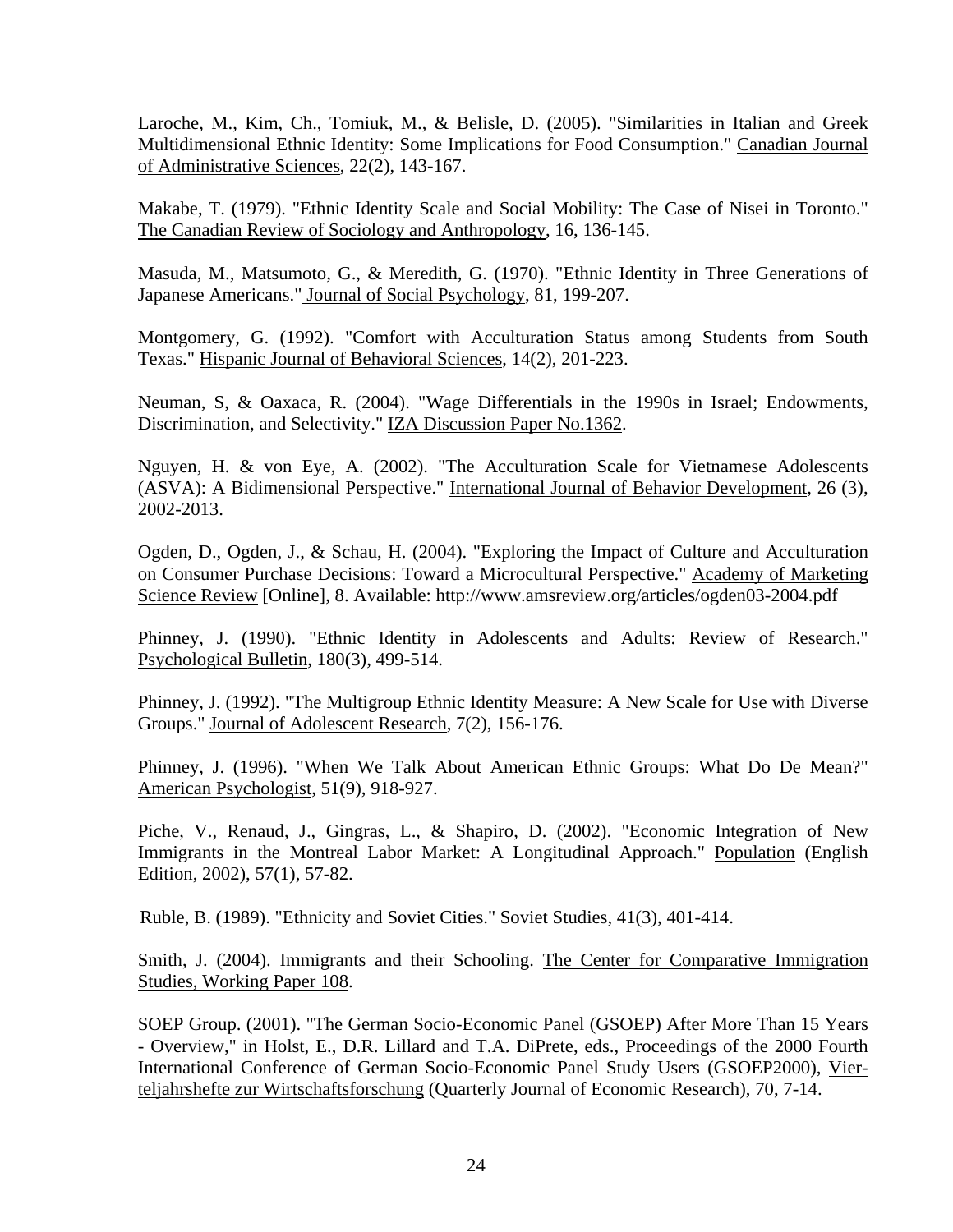Laroche, M., Kim, Ch., Tomiuk, M., & Belisle, D. (2005). "Similarities in Italian and Greek Multidimensional Ethnic Identity: Some Implications for Food Consumption." Canadian Journal of Administrative Sciences, 22(2), 143-167.

Makabe, T. (1979). "Ethnic Identity Scale and Social Mobility: The Case of Nisei in Toronto." The Canadian Review of Sociology and Anthropology, 16, 136-145.

Masuda, M., Matsumoto, G., & Meredith, G. (1970). "Ethnic Identity in Three Generations of Japanese Americans." Journal of Social Psychology, 81, 199-207.

Montgomery, G. (1992). "Comfort with Acculturation Status among Students from South Texas." Hispanic Journal of Behavioral Sciences, 14(2), 201-223.

Neuman, S, & Oaxaca, R. (2004). "Wage Differentials in the 1990s in Israel; Endowments, Discrimination, and Selectivity." IZA Discussion Paper No.1362.

Nguyen, H. & von Eye, A. (2002). "The Acculturation Scale for Vietnamese Adolescents (ASVA): A Bidimensional Perspective." International Journal of Behavior Development, 26 (3), 2002-2013.

Ogden, D., Ogden, J., & Schau, H. (2004). "Exploring the Impact of Culture and Acculturation on Consumer Purchase Decisions: Toward a Microcultural Perspective." Academy of Marketing Science Review [Online], 8. Available: http://www.amsreview.org/articles/ogden03-2004.pdf

Phinney, J. (1990). "Ethnic Identity in Adolescents and Adults: Review of Research." Psychological Bulletin, 180(3), 499-514.

Phinney, J. (1992). "The Multigroup Ethnic Identity Measure: A New Scale for Use with Diverse Groups." Journal of Adolescent Research, 7(2), 156-176.

Phinney, J. (1996). "When We Talk About American Ethnic Groups: What Do De Mean?" American Psychologist, 51(9), 918-927.

Piche, V., Renaud, J., Gingras, L., & Shapiro, D. (2002). "Economic Integration of New Immigrants in the Montreal Labor Market: A Longitudinal Approach." Population (English Edition, 2002), 57(1), 57-82.

Ruble, B. (1989). "Ethnicity and Soviet Cities." Soviet Studies, 41(3), 401-414.

Smith, J. (2004). Immigrants and their Schooling. The Center for Comparative Immigration Studies, Working Paper 108.

SOEP Group. (2001). "The German Socio-Economic Panel (GSOEP) After More Than 15 Years - Overview," in Holst, E., D.R. Lillard and T.A. DiPrete, eds., Proceedings of the 2000 Fourth International Conference of German Socio-Economic Panel Study Users (GSOEP2000), Vierteljahrshefte zur Wirtschaftsforschung (Quarterly Journal of Economic Research), 70, 7-14.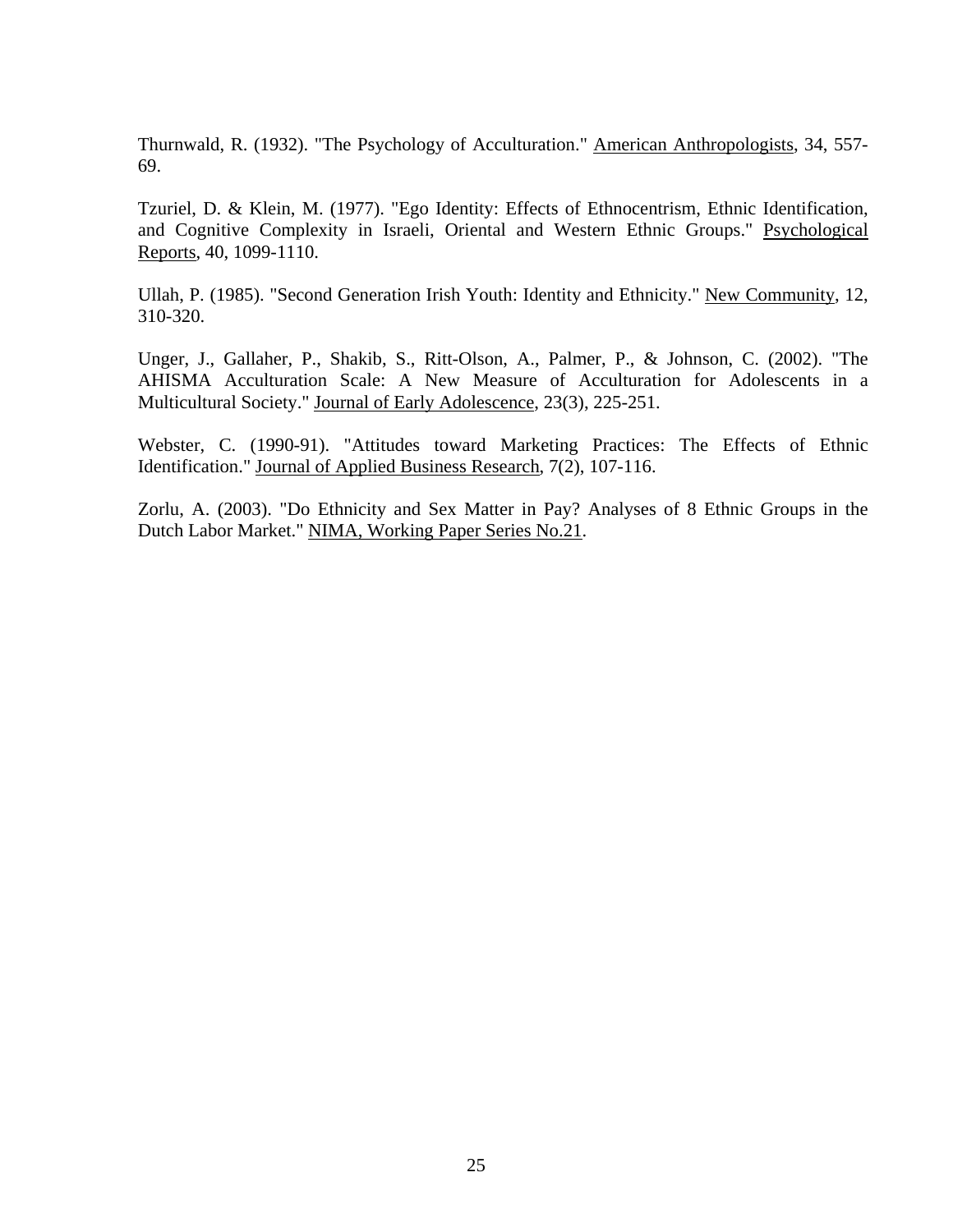Thurnwald, R. (1932). "The Psychology of Acculturation." American Anthropologists, 34, 557-69.

Tzuriel, D. & Klein, M. (1977). "Ego Identity: Effects of Ethnocentrism, Ethnic Identification, and Cognitive Complexity in Israeli, Oriental and Western Ethnic Groups." Psychological Reports, 40, 1099-1110.

Ullah, P. (1985). "Second Generation Irish Youth: Identity and Ethnicity." New Community, 12, 310-320.

Unger, J., Gallaher, P., Shakib, S., Ritt-Olson, A., Palmer, P., & Johnson, C. (2002). "The AHISMA Acculturation Scale: A New Measure of Acculturation for Adolescents in a Multicultural Society." Journal of Early Adolescence, 23(3), 225-251.

Webster, C. (1990-91). "Attitudes toward Marketing Practices: The Effects of Ethnic Identification." Journal of Applied Business Research, 7(2), 107-116.

Zorlu, A. (2003). "Do Ethnicity and Sex Matter in Pay? Analyses of 8 Ethnic Groups in the Dutch Labor Market." NIMA, Working Paper Series No.21.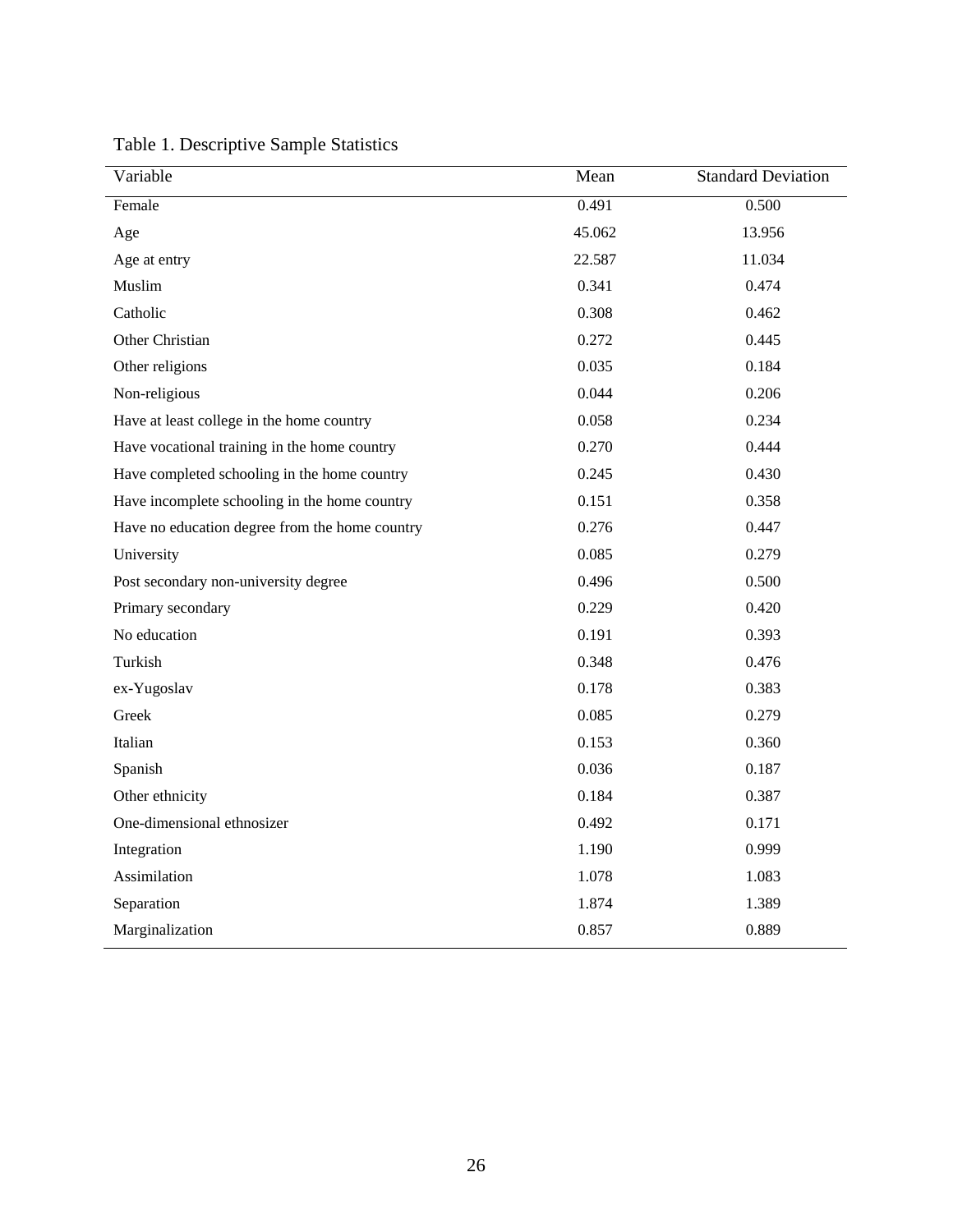Table 1. Descriptive Sample Statistics

| Variable | Mean | Standard Deviation |
|---|---|---|
| Female | 0.491 | 0.500 |
| Age | 45.062 | 13.956 |
| Age at entry | 22.587 | 11.034 |
| Muslim | 0.341 | 0.474 |
| Catholic | 0.308 | 0.462 |
| Other Christian | 0.272 | 0.445 |
| Other religions | 0.035 | 0.184 |
| Non-religious | 0.044 | 0.206 |
| Have at least college in the home country | 0.058 | 0.234 |
| Have vocational training in the home country | 0.270 | 0.444 |
| Have completed schooling in the home country | 0.245 | 0.430 |
| Have incomplete schooling in the home country | 0.151 | 0.358 |
| Have no education degree from the home country | 0.276 | 0.447 |
| University | 0.085 | 0.279 |
| Post secondary non-university degree | 0.496 | 0.500 |
| Primary secondary | 0.229 | 0.420 |
| No education | 0.191 | 0.393 |
| Turkish | 0.348 | 0.476 |
| ex-Yugoslav | 0.178 | 0.383 |
| Greek | 0.085 | 0.279 |
| Italian | 0.153 | 0.360 |
| Spanish | 0.036 | 0.187 |
| Other ethnicity | 0.184 | 0.387 |
| One-dimensional ethnosizer | 0.492 | 0.171 |
| Integration | 1.190 | 0.999 |
| Assimilation | 1.078 | 1.083 |
| Separation | 1.874 | 1.389 |
| Marginalization | 0.857 | 0.889 |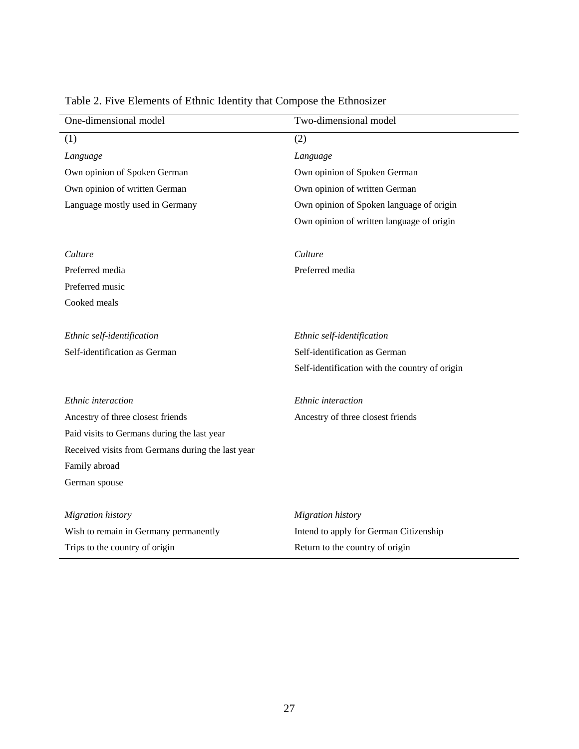Table 2. Five Elements of Ethnic Identity that Compose the Ethnosizer

| One-dimensional model | Two-dimensional model |
|---|---|
| (1) | (2) |
| *Language* | *Language* |
| Own opinion of Spoken German | Own opinion of Spoken German |
| Own opinion of written German | Own opinion of written German |
| Language mostly used in Germany | Own opinion of Spoken language of origin |
| | Own opinion of written language of origin |
| | |
| *Culture* | *Culture* |
| Preferred media | Preferred media |
| Preferred music | |
| Cooked meals | |
| | |
| *Ethnic self-identification* | *Ethnic self-identification* |
| Self-identification as German | Self-identification as German |
| | Self-identification with the country of origin |
| | |
| *Ethnic interaction* | *Ethnic interaction* |
| Ancestry of three closest friends | Ancestry of three closest friends |
| Paid visits to Germans during the last year | |
| Received visits from Germans during the last year | |
| Family abroad | |
| German spouse | |
| | |
| *Migration history* | *Migration history* |
| Wish to remain in Germany permanently | Intend to apply for German Citizenship |
| Trips to the country of origin | Return to the country of origin |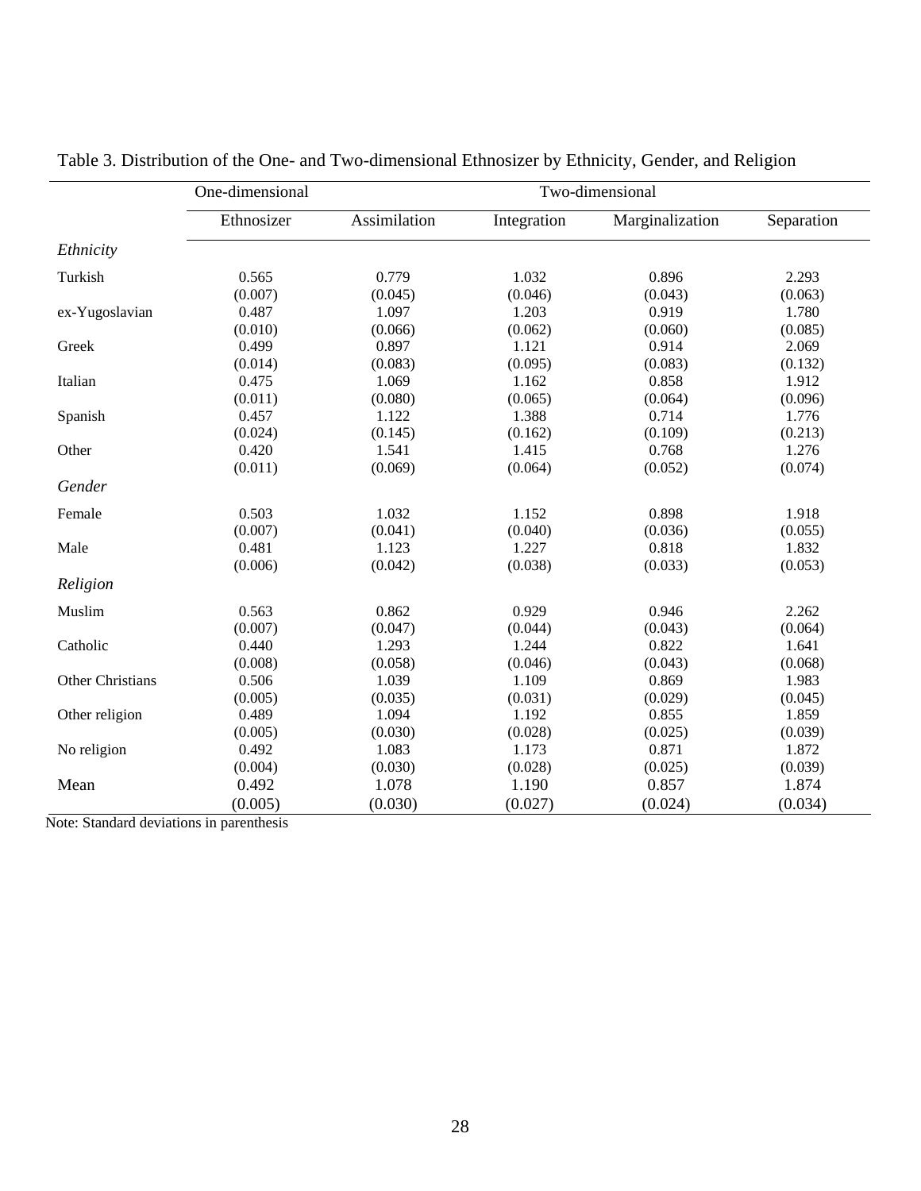Table 3. Distribution of the One- and Two-dimensional Ethnosizer by Ethnicity, Gender, and Religion

| | One-dimensional | Two-dimensional | | | |
|---|---|---|---|---|---|
| | Ethnosizer | Assimilation | Integration | Marginalization | Separation |
| *Ethnicity* | | | | | |
| Turkish | 0.565 | 0.779 | 1.032 | 0.896 | 2.293 |
| | (0.007) | (0.045) | (0.046) | (0.043) | (0.063) |
| ex-Yugoslavian | 0.487 | 1.097 | 1.203 | 0.919 | 1.780 |
| | (0.010) | (0.066) | (0.062) | (0.060) | (0.085) |
| Greek | 0.499 | 0.897 | 1.121 | 0.914 | 2.069 |
| | (0.014) | (0.083) | (0.095) | (0.083) | (0.132) |
| Italian | 0.475 | 1.069 | 1.162 | 0.858 | 1.912 |
| | (0.011) | (0.080) | (0.065) | (0.064) | (0.096) |
| Spanish | 0.457 | 1.122 | 1.388 | 0.714 | 1.776 |
| | (0.024) | (0.145) | (0.162) | (0.109) | (0.213) |
| Other | 0.420 | 1.541 | 1.415 | 0.768 | 1.276 |
| | (0.011) | (0.069) | (0.064) | (0.052) | (0.074) |
| *Gender* | | | | | |
| Female | 0.503 | 1.032 | 1.152 | 0.898 | 1.918 |
| | (0.007) | (0.041) | (0.040) | (0.036) | (0.055) |
| Male | 0.481 | 1.123 | 1.227 | 0.818 | 1.832 |
| | (0.006) | (0.042) | (0.038) | (0.033) | (0.053) |
| *Religion* | | | | | |
| Muslim | 0.563 | 0.862 | 0.929 | 0.946 | 2.262 |
| | (0.007) | (0.047) | (0.044) | (0.043) | (0.064) |
| Catholic | 0.440 | 1.293 | 1.244 | 0.822 | 1.641 |
| | (0.008) | (0.058) | (0.046) | (0.043) | (0.068) |
| Other Christians | 0.506 | 1.039 | 1.109 | 0.869 | 1.983 |
| | (0.005) | (0.035) | (0.031) | (0.029) | (0.045) |
| Other religion | 0.489 | 1.094 | 1.192 | 0.855 | 1.859 |
| | (0.005) | (0.030) | (0.028) | (0.025) | (0.039) |
| No religion | 0.492 | 1.083 | 1.173 | 0.871 | 1.872 |
| | (0.004) | (0.030) | (0.028) | (0.025) | (0.039) |
| Mean | 0.492 | 1.078 | 1.190 | 0.857 | 1.874 |
| | (0.005) | (0.030) | (0.027) | (0.024) | (0.034) |

Note: Standard deviations in parenthesis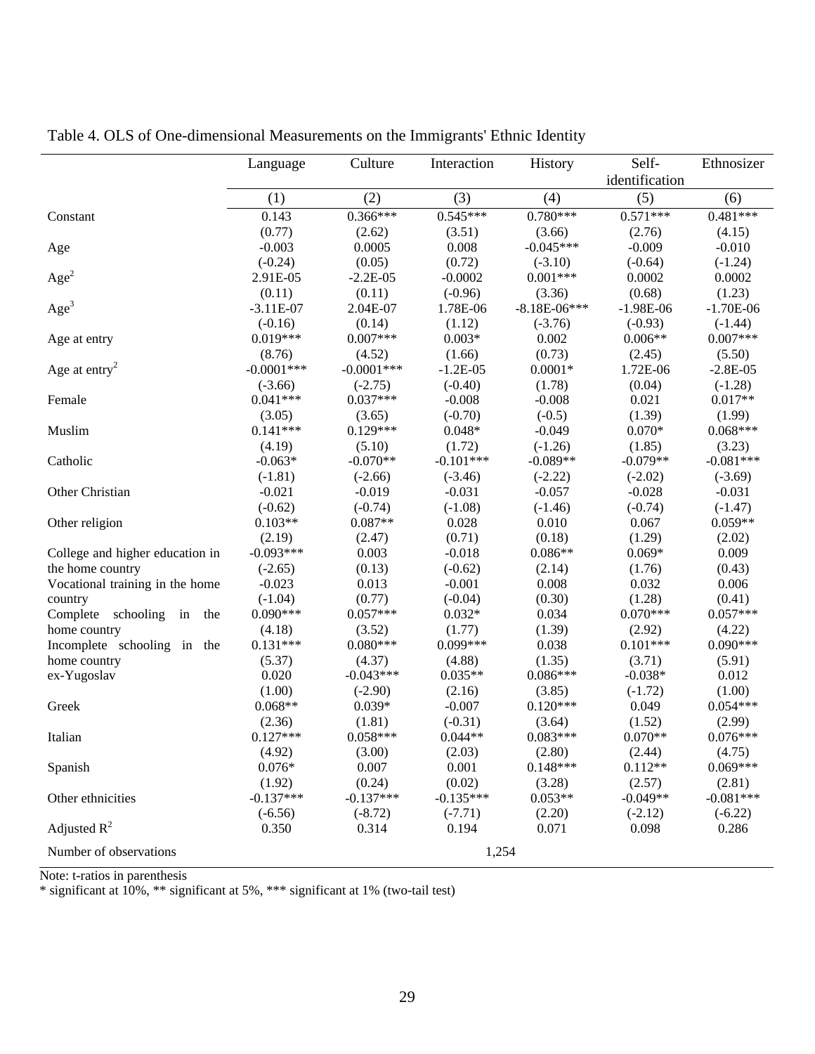Table 4. OLS of One-dimensional Measurements on the Immigrants' Ethnic Identity

| | Language | Culture | Interaction | History | Self-identification | Ethnosizer |
|---|---|---|---|---|---|---|
| | (1) | (2) | (3) | (4) | (5) | (6) |
| Constant | 0.143 | 0.366*** | 0.545*** | 0.780*** | 0.571*** | 0.481*** |
| | (0.77) | (2.62) | (3.51) | (3.66) | (2.76) | (4.15) |
| Age | -0.003 | 0.0005 | 0.008 | -0.045*** | -0.009 | -0.010 |
| | (-0.24) | (0.05) | (0.72) | (-3.10) | (-0.64) | (-1.24) |
| $Age^2$ | 2.91E-05 | -2.2E-05 | -0.0002 | 0.001*** | 0.0002 | 0.0002 |
| | (0.11) | (0.11) | (-0.96) | (3.36) | (0.68) | (1.23) |
| $Age^3$ | -3.11E-07 | 2.04E-07 | 1.78E-06 | -8.18E-06*** | -1.98E-06 | -1.70E-06 |
| | (-0.16) | (0.14) | (1.12) | (-3.76) | (-0.93) | (-1.44) |
| Age at entry | 0.019*** | 0.007*** | 0.003* | 0.002 | 0.006** | 0.007*** |
| | (8.76) | (4.52) | (1.66) | (0.73) | (2.45) | (5.50) |
| Age at entry$^2$ | -0.0001*** | -0.0001*** | -1.2E-05 | 0.0001* | 1.72E-06 | -2.8E-05 |
| | (-3.66) | (-2.75) | (-0.40) | (1.78) | (0.04) | (-1.28) |
| Female | 0.041*** | 0.037*** | -0.008 | -0.008 | 0.021 | 0.017** |
| | (3.05) | (3.65) | (-0.70) | (-0.5) | (1.39) | (1.99) |
| Muslim | 0.141*** | 0.129*** | 0.048* | -0.049 | 0.070* | 0.068*** |
| | (4.19) | (5.10) | (1.72) | (-1.26) | (1.85) | (3.23) |
| Catholic | -0.063* | -0.070** | -0.101*** | -0.089** | -0.079** | -0.081*** |
| | (-1.81) | (-2.66) | (-3.46) | (-2.22) | (-2.02) | (-3.69) |
| Other Christian | -0.021 | -0.019 | -0.031 | -0.057 | -0.028 | -0.031 |
| | (-0.62) | (-0.74) | (-1.08) | (-1.46) | (-0.74) | (-1.47) |
| Other religion | 0.103** | 0.087** | 0.028 | 0.010 | 0.067 | 0.059** |
| | (2.19) | (2.47) | (0.71) | (0.18) | (1.29) | (2.02) |
| College and higher education in the home country | -0.093*** | 0.003 | -0.018 | 0.086** | 0.069* | 0.009 |
| | (-2.65) | (0.13) | (-0.62) | (2.14) | (1.76) | (0.43) |
| Vocational training in the home country | -0.023 | 0.013 | -0.001 | 0.008 | 0.032 | 0.006 |
| | (-1.04) | (0.77) | (-0.04) | (0.30) | (1.28) | (0.41) |
| Complete schooling in the home country | 0.090*** | 0.057*** | 0.032* | 0.034 | 0.070*** | 0.057*** |
| | (4.18) | (3.52) | (1.77) | (1.39) | (2.92) | (4.22) |
| Incomplete schooling in the home country | 0.131*** | 0.080*** | 0.099*** | 0.038 | 0.101*** | 0.090*** |
| | (5.37) | (4.37) | (4.88) | (1.35) | (3.71) | (5.91) |
| ex-Yugoslav | 0.020 | -0.043*** | 0.035** | 0.086*** | -0.038* | 0.012 |
| | (1.00) | (-2.90) | (2.16) | (3.85) | (-1.72) | (1.00) |
| Greek | 0.068** | 0.039* | -0.007 | 0.120*** | 0.049 | 0.054*** |
| | (2.36) | (1.81) | (-0.31) | (3.64) | (1.52) | (2.99) |
| Italian | 0.127*** | 0.058*** | 0.044** | 0.083*** | 0.070** | 0.076*** |
| | (4.92) | (3.00) | (2.03) | (2.80) | (2.44) | (4.75) |
| Spanish | 0.076* | 0.007 | 0.001 | 0.148*** | 0.112** | 0.069*** |
| | (1.92) | (0.24) | (0.02) | (3.28) | (2.57) | (2.81) |
| Other ethnicities | -0.137*** | -0.137*** | -0.135*** | 0.053** | -0.049** | -0.081*** |
| | (-6.56) | (-8.72) | (-7.71) | (2.20) | (-2.12) | (-6.22) |
| Adjusted $R^2$ | 0.350 | 0.314 | 0.194 | 0.071 | 0.098 | 0.286 |
| Number of observations | | | 1,254 | | | |

Note: t-ratios in parenthesis
\* significant at 10%, ** significant at 5%, *** significant at 1% (two-tail test)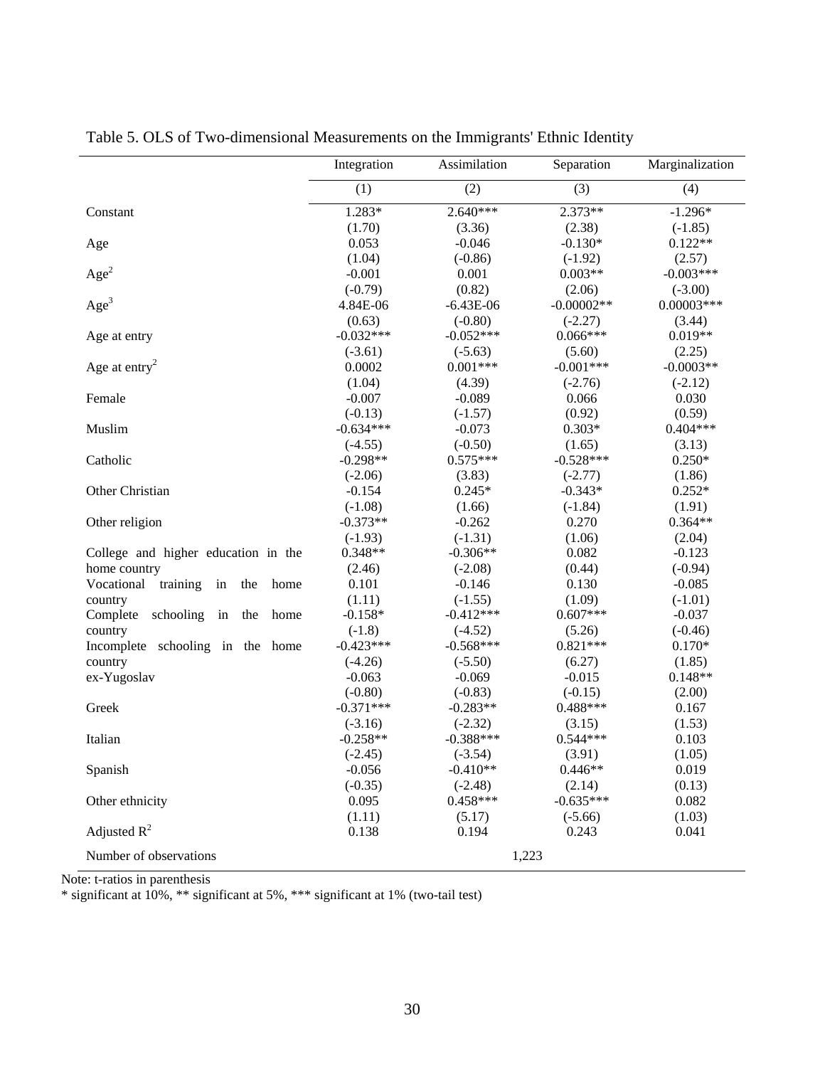Table 5. OLS of Two-dimensional Measurements on the Immigrants' Ethnic Identity

| | Integration | Assimilation | Separation | Marginalization |
|---|---|---|---|---|
| | (1) | (2) | (3) | (4) |
| Constant | 1.283* | 2.640*** | 2.373** | -1.296* |
| | (1.70) | (3.36) | (2.38) | (-1.85) |
| Age | 0.053 | -0.046 | -0.130* | 0.122** |
| | (1.04) | (-0.86) | (-1.92) | (2.57) |
| $Age^2$ | -0.001 | 0.001 | 0.003** | -0.003*** |
| | (-0.79) | (0.82) | (2.06) | (-3.00) |
| $Age^3$ | 4.84E-06 | -6.43E-06 | -0.00002** | 0.00003*** |
| | (0.63) | (-0.80) | (-2.27) | (3.44) |
| Age at entry | -0.032*** | -0.052*** | 0.066*** | 0.019** |
| | (-3.61) | (-5.63) | (5.60) | (2.25) |
| Age at $entry^2$ | 0.0002 | 0.001*** | -0.001*** | -0.0003** |
| | (1.04) | (4.39) | (-2.76) | (-2.12) |
| Female | -0.007 | -0.089 | 0.066 | 0.030 |
| | (-0.13) | (-1.57) | (0.92) | (0.59) |
| Muslim | -0.634*** | -0.073 | 0.303* | 0.404*** |
| | (-4.55) | (-0.50) | (1.65) | (3.13) |
| Catholic | -0.298** | 0.575*** | -0.528*** | 0.250* |
| | (-2.06) | (3.83) | (-2.77) | (1.86) |
| Other Christian | -0.154 | 0.245* | -0.343* | 0.252* |
| | (-1.08) | (1.66) | (-1.84) | (1.91) |
| Other religion | -0.373** | -0.262 | 0.270 | 0.364** |
| | (-1.93) | (-1.31) | (1.06) | (2.04) |
| College and higher education in the home country | 0.348** | -0.306** | 0.082 | -0.123 |
| | (2.46) | (-2.08) | (0.44) | (-0.94) |
| Vocational training in the home country | 0.101 | -0.146 | 0.130 | -0.085 |
| | (1.11) | (-1.55) | (1.09) | (-1.01) |
| Complete schooling in the home country | -0.158* | -0.412*** | 0.607*** | -0.037 |
| | (-1.8) | (-4.52) | (5.26) | (-0.46) |
| Incomplete schooling in the home country | -0.423*** | -0.568*** | 0.821*** | 0.170* |
| | (-4.26) | (-5.50) | (6.27) | (1.85) |
| ex-Yugoslav | -0.063 | -0.069 | -0.015 | 0.148** |
| | (-0.80) | (-0.83) | (-0.15) | (2.00) |
| Greek | -0.371*** | -0.283** | 0.488*** | 0.167 |
| | (-3.16) | (-2.32) | (3.15) | (1.53) |
| Italian | -0.258** | -0.388*** | 0.544*** | 0.103 |
| | (-2.45) | (-3.54) | (3.91) | (1.05) |
| Spanish | -0.056 | -0.410** | 0.446** | 0.019 |
| | (-0.35) | (-2.48) | (2.14) | (0.13) |
| Other ethnicity | 0.095 | 0.458*** | -0.635*** | 0.082 |
| | (1.11) | (5.17) | (-5.66) | (1.03) |
| Adjusted $R^2$ | 0.138 | 0.194 | 0.243 | 0.041 |
| Number of observations | | 1,223 | | |

Note: t-ratios in parenthesis
* significant at 10%, ** significant at 5%, *** significant at 1% (two-tail test)